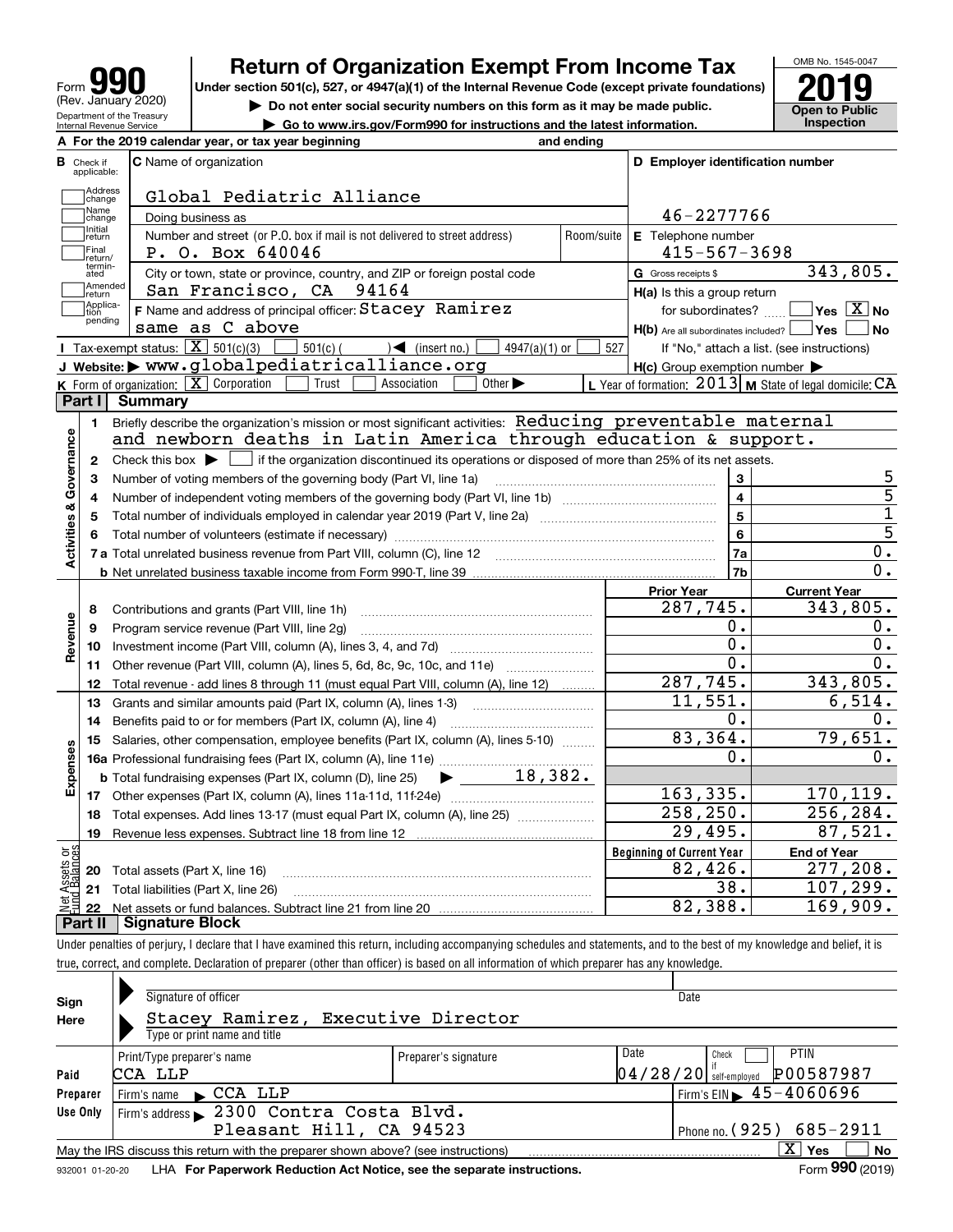Form **990** (Rev. January 2020)
Department of the Treasury
Internal Revenue Service

# Return of Organization Exempt From Income Tax

**Under section 501(c), 527, or 4947(a)(1) of the Internal Revenue Code (except private foundations)**

▶ Do not enter social security numbers on this form as it may be made public.

▶ Go to www.irs.gov/Form990 for instructions and the latest information.

OMB No. 1545-0047

**2019**

**Open to Public Inspection**

**A** For the 2019 calendar year, or tax year beginning and ending

**B** Check if applicable: Address change, Name change, Initial return, Final return/terminated, Amended return, Application pending

**C** Name of organization: Global Pediatric Alliance

Doing business as

Number and street (or P.O. box if mail is not delivered to street address): P. O. Box 640046 | Room/suite

City or town, state or province, country, and ZIP or foreign postal code: San Francisco, CA 94164

**F** Name and address of principal officer: Stacey Ramirez, same as C above

**D** Employer identification number: 46-2277766

**E** Telephone number: 415-567-3698

**G** Gross receipts $ 343,805.

**H(a)** Is this a group return for subordinates? ☐ Yes ☒ No

**H(b)** Are all subordinates included? ☐ Yes ☐ No — If "No," attach a list. (see instructions)

**H(c)** Group exemption number ▶

**I** Tax-exempt status: ☒ 501(c)(3) ☐ 501(c) ( ) ◀ (insert no.) ☐ 4947(a)(1) or ☐ 527

**J** Website: ▶ www.globalpediatricalliance.org

**K** Form of organization: ☒ Corporation ☐ Trust ☐ Association ☐ Other ▶

**L** Year of formation: 2013 **M** State of legal domicile: CA

## Part I Summary

**Activities & Governance**

1 Briefly describe the organization's mission or most significant activities: Reducing preventable maternal and newborn deaths in Latin America through education & support.

2 Check this box ▶ ☐ if the organization discontinued its operations or disposed of more than 25% of its net assets.

| | | Line | |
|---|---|---|---|
| 3 | Number of voting members of the governing body (Part VI, line 1a) | 3 | 5 |
| 4 | Number of independent voting members of the governing body (Part VI, line 1b) | 4 | 5 |
| 5 | Total number of individuals employed in calendar year 2019 (Part V, line 2a) | 5 | 1 |
| 6 | Total number of volunteers (estimate if necessary) | 6 | 5 |
| 7a | Total unrelated business revenue from Part VIII, column (C), line 12 | 7a | 0. |
| b | Net unrelated business taxable income from Form 990-T, line 39 | 7b | 0. |

| | | | Prior Year | Current Year |
|---|---|---|---|---|
| **Revenue** | 8 | Contributions and grants (Part VIII, line 1h) | 287,745. | 343,805. |
| | 9 | Program service revenue (Part VIII, line 2g) | 0. | 0. |
| | 10 | Investment income (Part VIII, column (A), lines 3, 4, and 7d) | 0. | 0. |
| | 11 | Other revenue (Part VIII, column (A), lines 5, 6d, 8c, 9c, 10c, and 11e) | 0. | 0. |
| | 12 | Total revenue - add lines 8 through 11 (must equal Part VIII, column (A), line 12) | 287,745. | 343,805. |
| **Expenses** | 13 | Grants and similar amounts paid (Part IX, column (A), lines 1-3) | 11,551. | 6,514. |
| | 14 | Benefits paid to or for members (Part IX, column (A), line 4) | 0. | 0. |
| | 15 | Salaries, other compensation, employee benefits (Part IX, column (A), lines 5-10) | 83,364. | 79,651. |
| | 16a | Professional fundraising fees (Part IX, column (A), line 11e) | 0. | 0. |
| | b | Total fundraising expenses (Part IX, column (D), line 25) ▶ 18,382. | | |
| | 17 | Other expenses (Part IX, column (A), lines 11a-11d, 11f-24e) | 163,335. | 170,119. |
| | 18 | Total expenses. Add lines 13-17 (must equal Part IX, column (A), line 25) | 258,250. | 256,284. |
| | 19 | Revenue less expenses. Subtract line 18 from line 12 | 29,495. | 87,521. |

| | | | Beginning of Current Year | End of Year |
|---|---|---|---|---|
| **Net Assets or Fund Balances** | 20 | Total assets (Part X, line 16) | 82,426. | 277,208. |
| | 21 | Total liabilities (Part X, line 26) | 38. | 107,299. |
| | 22 | Net assets or fund balances. Subtract line 21 from line 20 | 82,388. | 169,909. |

## Part II Signature Block

Under penalties of perjury, I declare that I have examined this return, including accompanying schedules and statements, and to the best of my knowledge and belief, it is true, correct, and complete. Declaration of preparer (other than officer) is based on all information of which preparer has any knowledge.

**Sign Here**

Signature of officer | Date

Stacey Ramirez, Executive Director
Type or print name and title

**Paid Preparer Use Only**

| Print/Type preparer's name | Preparer's signature | Date | Check if self-employed | PTIN |
|---|---|---|---|---|
| CCA LLP | | 04/28/20 | ☐ | P00587987 |

Firm's name ▶ CCA LLP | Firm's EIN ▶ 45-4060696

Firm's address ▶ 2300 Contra Costa Blvd. Pleasant Hill, CA 94523 | Phone no. (925) 685-2911

May the IRS discuss this return with the preparer shown above? (see instructions) ☒ Yes ☐ No

932001 01-20-20 LHA For Paperwork Reduction Act Notice, see the separate instructions. Form **990** (2019)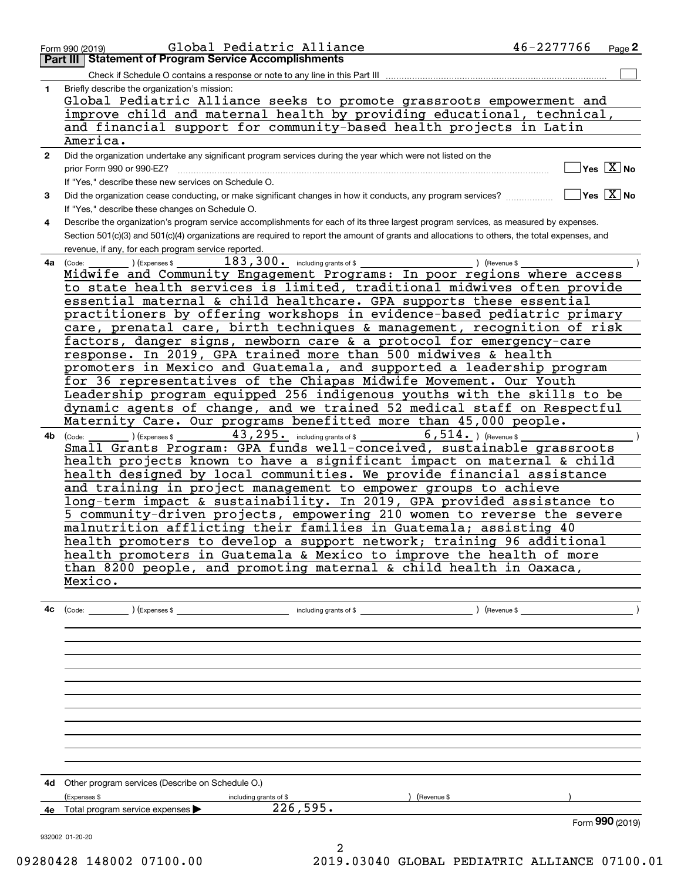Form 990 (2019) Global Pediatric Alliance 46-2277766 Page 2

## Part III Statement of Program Service Accomplishments

Check if Schedule O contains a response or note to any line in this Part III ☐

**1** Briefly describe the organization's mission:

Global Pediatric Alliance seeks to promote grassroots empowerment and improve child and maternal health by providing educational, technical, and financial support for community-based health projects in Latin America.

**2** Did the organization undertake any significant program services during the year which were not listed on the prior Form 990 or 990-EZ? ☐ Yes ☒ No

If "Yes," describe these new services on Schedule O.

**3** Did the organization cease conducting, or make significant changes in how it conducts, any program services? ☐ Yes ☒ No

If "Yes," describe these changes on Schedule O.

**4** Describe the organization's program service accomplishments for each of its three largest program services, as measured by expenses. Section 501(c)(3) and 501(c)(4) organizations are required to report the amount of grants and allocations to others, the total expenses, and revenue, if any, for each program service reported.

**4a** (Code: ) (Expenses $ 183,300. including grants of $ ) (Revenue $ )

Midwife and Community Engagement Programs: In poor regions where access to state health services is limited, traditional midwives often provide essential maternal & child healthcare. GPA supports these essential practitioners by offering workshops in evidence-based pediatric primary care, prenatal care, birth techniques & management, recognition of risk factors, danger signs, newborn care & a protocol for emergency-care response. In 2019, GPA trained more than 500 midwives & health promoters in Mexico and Guatemala, and supported a leadership program for 36 representatives of the Chiapas Midwife Movement. Our Youth Leadership program equipped 256 indigenous youths with the skills to be dynamic agents of change, and we trained 52 medical staff on Respectful Maternity Care. Our programs benefitted more than 45,000 people.

**4b** (Code: ) (Expenses $ 43,295. including grants of $ 6,514. ) (Revenue $ )

Small Grants Program: GPA funds well-conceived, sustainable grassroots health projects known to have a significant impact on maternal & child health designed by local communities. We provide financial assistance and training in project management to empower groups to achieve long-term impact & sustainability. In 2019, GPA provided assistance to 5 community-driven projects, empowering 210 women to reverse the severe malnutrition afflicting their families in Guatemala; assisting 40 health promoters to develop a support network; training 96 additional health promoters in Guatemala & Mexico to improve the health of more than 8200 people, and promoting maternal & child health in Oaxaca, Mexico.

**4c** (Code: ) (Expenses $ including grants of $ ) (Revenue $ )

**4d** Other program services (Describe on Schedule O.)

(Expenses $ including grants of $ ) (Revenue $ )

**4e** Total program service expenses ▶ 226,595.

Form 990 (2019)

932002 01-20-20

09280428 148002 07100.00 2019.03040 GLOBAL PEDIATRIC ALLIANCE 07100.01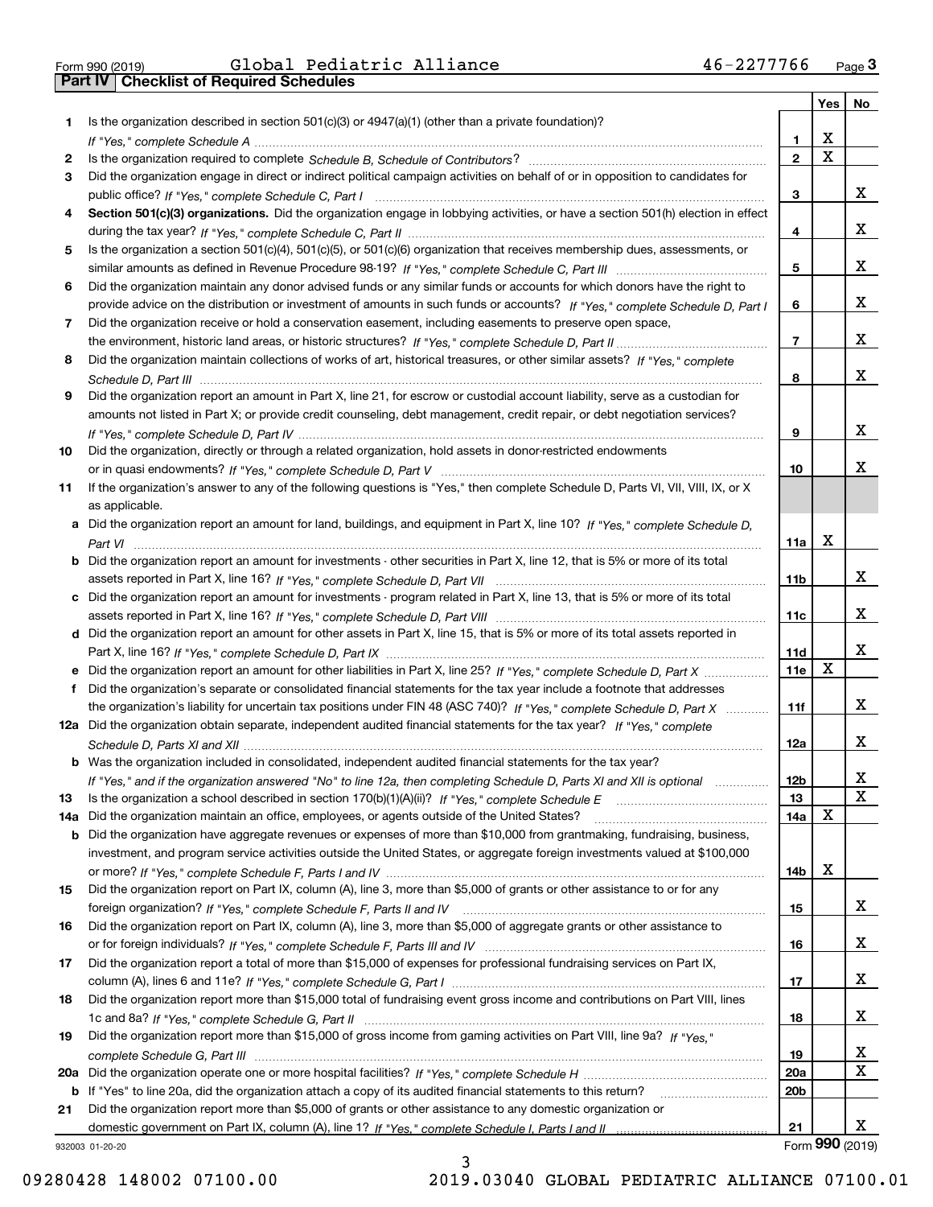Form 990 (2019) Global Pediatric Alliance 46-2277766 Page 3

## Part IV | Checklist of Required Schedules

| | | | Yes | No |
|---|---|---|---|---|
| 1 | Is the organization described in section 501(c)(3) or 4947(a)(1) (other than a private foundation)? *If "Yes," complete Schedule A* | 1 | X | |
| 2 | Is the organization required to complete *Schedule B, Schedule of Contributors*? | 2 | X | |
| 3 | Did the organization engage in direct or indirect political campaign activities on behalf of or in opposition to candidates for public office? *If "Yes," complete Schedule C, Part I* | 3 | | X |
| 4 | **Section 501(c)(3) organizations.** Did the organization engage in lobbying activities, or have a section 501(h) election in effect during the tax year? *If "Yes," complete Schedule C, Part II* | 4 | | X |
| 5 | Is the organization a section 501(c)(4), 501(c)(5), or 501(c)(6) organization that receives membership dues, assessments, or similar amounts as defined in Revenue Procedure 98-19? *If "Yes," complete Schedule C, Part III* | 5 | | X |
| 6 | Did the organization maintain any donor advised funds or any similar funds or accounts for which donors have the right to provide advice on the distribution or investment of amounts in such funds or accounts? *If "Yes," complete Schedule D, Part I* | 6 | | X |
| 7 | Did the organization receive or hold a conservation easement, including easements to preserve open space, the environment, historic land areas, or historic structures? *If "Yes," complete Schedule D, Part II* | 7 | | X |
| 8 | Did the organization maintain collections of works of art, historical treasures, or other similar assets? *If "Yes," complete Schedule D, Part III* | 8 | | X |
| 9 | Did the organization report an amount in Part X, line 21, for escrow or custodial account liability, serve as a custodian for amounts not listed in Part X; or provide credit counseling, debt management, credit repair, or debt negotiation services? *If "Yes," complete Schedule D, Part IV* | 9 | | X |
| 10 | Did the organization, directly or through a related organization, hold assets in donor-restricted endowments or in quasi endowments? *If "Yes," complete Schedule D, Part V* | 10 | | X |
| 11 | If the organization's answer to any of the following questions is "Yes," then complete Schedule D, Parts VI, VII, VIII, IX, or X as applicable. | | | |
| a | Did the organization report an amount for land, buildings, and equipment in Part X, line 10? *If "Yes," complete Schedule D, Part VI* | 11a | X | |
| b | Did the organization report an amount for investments - other securities in Part X, line 12, that is 5% or more of its total assets reported in Part X, line 16? *If "Yes," complete Schedule D, Part VII* | 11b | | X |
| c | Did the organization report an amount for investments - program related in Part X, line 13, that is 5% or more of its total assets reported in Part X, line 16? *If "Yes," complete Schedule D, Part VIII* | 11c | | X |
| d | Did the organization report an amount for other assets in Part X, line 15, that is 5% or more of its total assets reported in Part X, line 16? *If "Yes," complete Schedule D, Part IX* | 11d | | X |
| e | Did the organization report an amount for other liabilities in Part X, line 25? *If "Yes," complete Schedule D, Part X* | 11e | X | |
| f | Did the organization's separate or consolidated financial statements for the tax year include a footnote that addresses the organization's liability for uncertain tax positions under FIN 48 (ASC 740)? *If "Yes," complete Schedule D, Part X* | 11f | | X |
| 12a | Did the organization obtain separate, independent audited financial statements for the tax year? *If "Yes," complete Schedule D, Parts XI and XII* | 12a | | X |
| b | Was the organization included in consolidated, independent audited financial statements for the tax year? *If "Yes," and if the organization answered "No" to line 12a, then completing Schedule D, Parts XI and XII is optional* | 12b | | X |
| 13 | Is the organization a school described in section 170(b)(1)(A)(ii)? *If "Yes," complete Schedule E* | 13 | | X |
| 14a | Did the organization maintain an office, employees, or agents outside of the United States? | 14a | X | |
| b | Did the organization have aggregate revenues or expenses of more than $10,000 from grantmaking, fundraising, business, investment, and program service activities outside the United States, or aggregate foreign investments valued at $100,000 or more? *If "Yes," complete Schedule F, Parts I and IV* | 14b | X | |
| 15 | Did the organization report on Part IX, column (A), line 3, more than $5,000 of grants or other assistance to or for any foreign organization? *If "Yes," complete Schedule F, Parts II and IV* | 15 | | X |
| 16 | Did the organization report on Part IX, column (A), line 3, more than $5,000 of aggregate grants or other assistance to or for foreign individuals? *If "Yes," complete Schedule F, Parts III and IV* | 16 | | X |
| 17 | Did the organization report a total of more than $15,000 of expenses for professional fundraising services on Part IX, column (A), lines 6 and 11e? *If "Yes," complete Schedule G, Part I* | 17 | | X |
| 18 | Did the organization report more than $15,000 total of fundraising event gross income and contributions on Part VIII, lines 1c and 8a? *If "Yes," complete Schedule G, Part II* | 18 | | X |
| 19 | Did the organization report more than $15,000 of gross income from gaming activities on Part VIII, line 9a? *If "Yes," complete Schedule G, Part III* | 19 | | X |
| 20a | Did the organization operate one or more hospital facilities? *If "Yes," complete Schedule H* | 20a | | X |
| b | If "Yes" to line 20a, did the organization attach a copy of its audited financial statements to this return? | 20b | | |
| 21 | Did the organization report more than $5,000 of grants or other assistance to any domestic organization or domestic government on Part IX, column (A), line 1? *If "Yes," complete Schedule I, Parts I and II* | 21 | | X |

932003 01-20-20 Form **990** (2019)

09280428 148002 07100.00 2019.03040 GLOBAL PEDIATRIC ALLIANCE 07100.01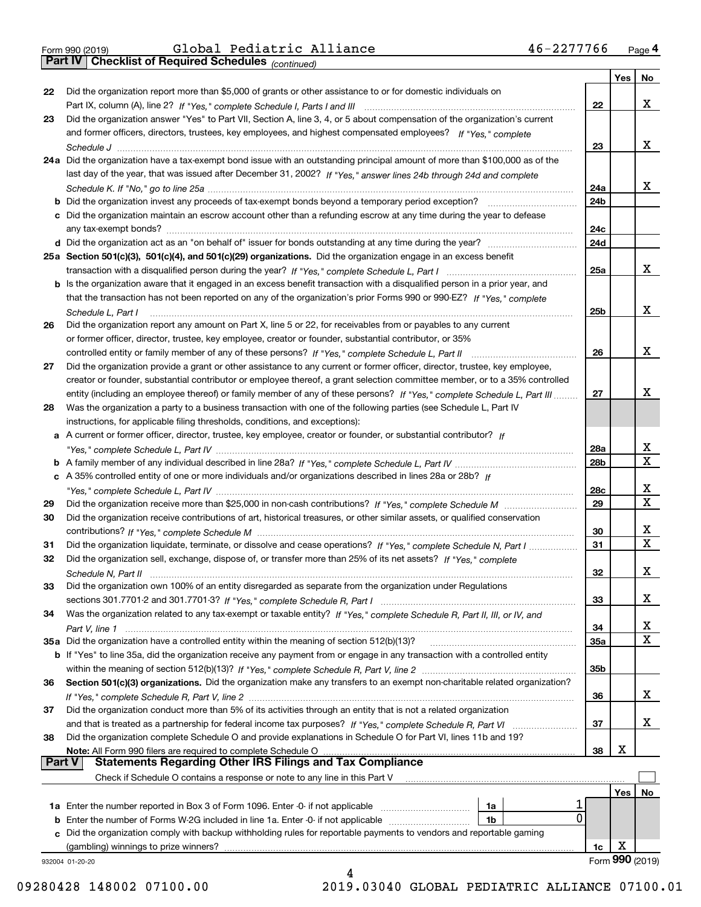Form 990 (2019) Global Pediatric Alliance 46-2277766 Page 4

**Part IV Checklist of Required Schedules** *(continued)*

| | | | Yes | No |
|---|---|---|---|---|
| 22 | Did the organization report more than $5,000 of grants or other assistance to or for domestic individuals on Part IX, column (A), line 2? *If "Yes," complete Schedule I, Parts I and III* | 22 | | X |
| 23 | Did the organization answer "Yes" to Part VII, Section A, line 3, 4, or 5 about compensation of the organization's current and former officers, directors, trustees, key employees, and highest compensated employees? *If "Yes," complete Schedule J* | 23 | | X |
| 24a | Did the organization have a tax-exempt bond issue with an outstanding principal amount of more than $100,000 as of the last day of the year, that was issued after December 31, 2002? *If "Yes," answer lines 24b through 24d and complete Schedule K. If "No," go to line 25a* | 24a | | X |
| b | Did the organization invest any proceeds of tax-exempt bonds beyond a temporary period exception? | 24b | | |
| c | Did the organization maintain an escrow account other than a refunding escrow at any time during the year to defease any tax-exempt bonds? | 24c | | |
| d | Did the organization act as an "on behalf of" issuer for bonds outstanding at any time during the year? | 24d | | |
| 25a | **Section 501(c)(3), 501(c)(4), and 501(c)(29) organizations.** Did the organization engage in an excess benefit transaction with a disqualified person during the year? *If "Yes," complete Schedule L, Part I* | 25a | | X |
| b | Is the organization aware that it engaged in an excess benefit transaction with a disqualified person in a prior year, and that the transaction has not been reported on any of the organization's prior Forms 990 or 990-EZ? *If "Yes," complete Schedule L, Part I* | 25b | | X |
| 26 | Did the organization report any amount on Part X, line 5 or 22, for receivables from or payables to any current or former officer, director, trustee, key employee, creator or founder, substantial contributor, or 35% controlled entity or family member of any of these persons? *If "Yes," complete Schedule L, Part II* | 26 | | X |
| 27 | Did the organization provide a grant or other assistance to any current or former officer, director, trustee, key employee, creator or founder, substantial contributor or employee thereof, a grant selection committee member, or to a 35% controlled entity (including an employee thereof) or family member of any of these persons? *If "Yes," complete Schedule L, Part III* | 27 | | X |
| 28 | Was the organization a party to a business transaction with one of the following parties (see Schedule L, Part IV instructions, for applicable filing thresholds, conditions, and exceptions): | | | |
| a | A current or former officer, director, trustee, key employee, creator or founder, or substantial contributor? *If "Yes," complete Schedule L, Part IV* | 28a | | X |
| b | A family member of any individual described in line 28a? *If "Yes," complete Schedule L, Part IV* | 28b | | X |
| c | A 35% controlled entity of one or more individuals and/or organizations described in lines 28a or 28b? *If "Yes," complete Schedule L, Part IV* | 28c | | X |
| 29 | Did the organization receive more than $25,000 in non-cash contributions? *If "Yes," complete Schedule M* | 29 | | X |
| 30 | Did the organization receive contributions of art, historical treasures, or other similar assets, or qualified conservation contributions? *If "Yes," complete Schedule M* | 30 | | X |
| 31 | Did the organization liquidate, terminate, or dissolve and cease operations? *If "Yes," complete Schedule N, Part I* | 31 | | X |
| 32 | Did the organization sell, exchange, dispose of, or transfer more than 25% of its net assets? *If "Yes," complete Schedule N, Part II* | 32 | | X |
| 33 | Did the organization own 100% of an entity disregarded as separate from the organization under Regulations sections 301.7701-2 and 301.7701-3? *If "Yes," complete Schedule R, Part I* | 33 | | X |
| 34 | Was the organization related to any tax-exempt or taxable entity? *If "Yes," complete Schedule R, Part II, III, or IV, and Part V, line 1* | 34 | | X |
| 35a | Did the organization have a controlled entity within the meaning of section 512(b)(13)? | 35a | | X |
| b | If "Yes" to line 35a, did the organization receive any payment from or engage in any transaction with a controlled entity within the meaning of section 512(b)(13)? *If "Yes," complete Schedule R, Part V, line 2* | 35b | | |
| 36 | **Section 501(c)(3) organizations.** Did the organization make any transfers to an exempt non-charitable related organization? *If "Yes," complete Schedule R, Part V, line 2* | 36 | | X |
| 37 | Did the organization conduct more than 5% of its activities through an entity that is not a related organization and that is treated as a partnership for federal income tax purposes? *If "Yes," complete Schedule R, Part VI* | 37 | | X |
| 38 | Did the organization complete Schedule O and provide explanations in Schedule O for Part VI, lines 11b and 19? **Note:** All Form 990 filers are required to complete Schedule O | 38 | X | |

**Part V Statements Regarding Other IRS Filings and Tax Compliance**

Check if Schedule O contains a response or note to any line in this Part V ☐

| | | | | | Yes | No |
|---|---|---|---|---|---|---|
| 1a | Enter the number reported in Box 3 of Form 1096. Enter -0- if not applicable | 1a | 1 | | | |
| b | Enter the number of Forms W-2G included in line 1a. Enter -0- if not applicable | 1b | 0 | | | |
| c | Did the organization comply with backup withholding rules for reportable payments to vendors and reportable gaming (gambling) winnings to prize winners? | | | 1c | X | |

932004 01-20-20 Form 990 (2019)

09280428 148002 07100.00 2019.03040 GLOBAL PEDIATRIC ALLIANCE 07100.01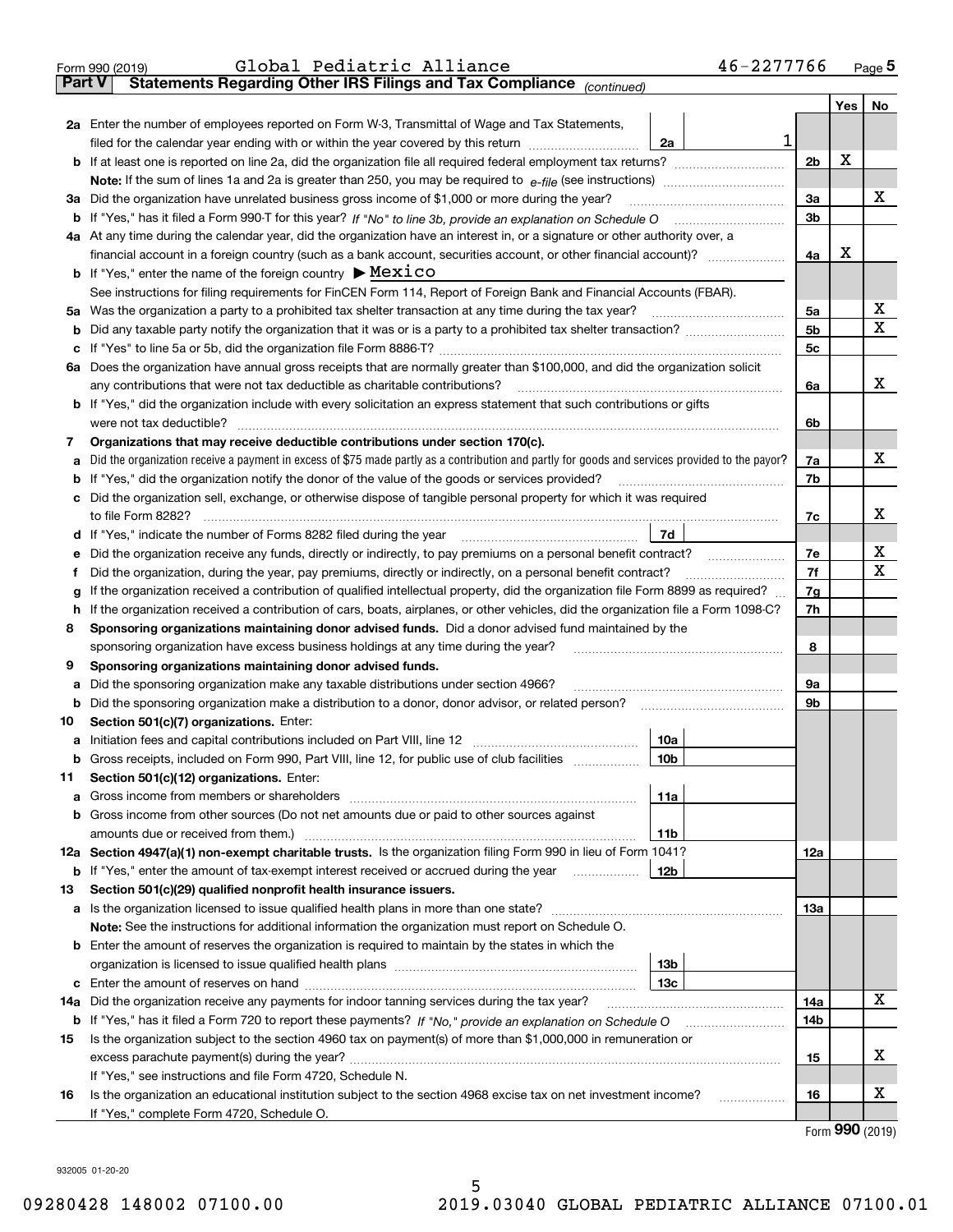Form 990 (2019) Global Pediatric Alliance 46-2277766 Page 5

## Part V Statements Regarding Other IRS Filings and Tax Compliance *(continued)*

| | | | | Yes | No |
|---|---|---|---|---|---|
| **2a** | Enter the number of employees reported on Form W-3, Transmittal of Wage and Tax Statements, filed for the calendar year ending with or within the year covered by this return | 2a 1 | | | |
| **b** | If at least one is reported on line 2a, did the organization file all required federal employment tax returns? | | 2b | X | |
| | **Note:** If the sum of lines 1a and 2a is greater than 250, you may be required to *e-file* (see instructions) | | | | |
| **3a** | Did the organization have unrelated business gross income of $1,000 or more during the year? | | 3a | | X |
| **b** | If "Yes," has it filed a Form 990-T for this year? *If "No" to line 3b, provide an explanation on Schedule O* | | 3b | | |
| **4a** | At any time during the calendar year, did the organization have an interest in, or a signature or other authority over, a financial account in a foreign country (such as a bank account, securities account, or other financial account)? | | 4a | X | |
| **b** | If "Yes," enter the name of the foreign country ▶ Mexico | | | | |
| | See instructions for filing requirements for FinCEN Form 114, Report of Foreign Bank and Financial Accounts (FBAR). | | | | |
| **5a** | Was the organization a party to a prohibited tax shelter transaction at any time during the tax year? | | 5a | | X |
| **b** | Did any taxable party notify the organization that it was or is a party to a prohibited tax shelter transaction? | | 5b | | X |
| **c** | If "Yes" to line 5a or 5b, did the organization file Form 8886-T? | | 5c | | |
| **6a** | Does the organization have annual gross receipts that are normally greater than $100,000, and did the organization solicit any contributions that were not tax deductible as charitable contributions? | | 6a | | X |
| **b** | If "Yes," did the organization include with every solicitation an express statement that such contributions or gifts were not tax deductible? | | 6b | | |
| **7** | **Organizations that may receive deductible contributions under section 170(c).** | | | | |
| **a** | Did the organization receive a payment in excess of $75 made partly as a contribution and partly for goods and services provided to the payor? | | 7a | | X |
| **b** | If "Yes," did the organization notify the donor of the value of the goods or services provided? | | 7b | | |
| **c** | Did the organization sell, exchange, or otherwise dispose of tangible personal property for which it was required to file Form 8282? | | 7c | | X |
| **d** | If "Yes," indicate the number of Forms 8282 filed during the year | 7d | | | |
| **e** | Did the organization receive any funds, directly or indirectly, to pay premiums on a personal benefit contract? | | 7e | | X |
| **f** | Did the organization, during the year, pay premiums, directly or indirectly, on a personal benefit contract? | | 7f | | X |
| **g** | If the organization received a contribution of qualified intellectual property, did the organization file Form 8899 as required? | | 7g | | |
| **h** | If the organization received a contribution of cars, boats, airplanes, or other vehicles, did the organization file a Form 1098-C? | | 7h | | |
| **8** | **Sponsoring organizations maintaining donor advised funds.** Did a donor advised fund maintained by the sponsoring organization have excess business holdings at any time during the year? | | 8 | | |
| **9** | **Sponsoring organizations maintaining donor advised funds.** | | | | |
| **a** | Did the sponsoring organization make any taxable distributions under section 4966? | | 9a | | |
| **b** | Did the sponsoring organization make a distribution to a donor, donor advisor, or related person? | | 9b | | |
| **10** | **Section 501(c)(7) organizations.** Enter: | | | | |
| **a** | Initiation fees and capital contributions included on Part VIII, line 12 | 10a | | | |
| **b** | Gross receipts, included on Form 990, Part VIII, line 12, for public use of club facilities | 10b | | | |
| **11** | **Section 501(c)(12) organizations.** Enter: | | | | |
| **a** | Gross income from members or shareholders | 11a | | | |
| **b** | Gross income from other sources (Do not net amounts due or paid to other sources against amounts due or received from them.) | 11b | | | |
| **12a** | **Section 4947(a)(1) non-exempt charitable trusts.** Is the organization filing Form 990 in lieu of Form 1041? | | 12a | | |
| **b** | If "Yes," enter the amount of tax-exempt interest received or accrued during the year | 12b | | | |
| **13** | **Section 501(c)(29) qualified nonprofit health insurance issuers.** | | | | |
| **a** | Is the organization licensed to issue qualified health plans in more than one state? | | 13a | | |
| | **Note:** See the instructions for additional information the organization must report on Schedule O. | | | | |
| **b** | Enter the amount of reserves the organization is required to maintain by the states in which the organization is licensed to issue qualified health plans | 13b | | | |
| **c** | Enter the amount of reserves on hand | 13c | | | |
| **14a** | Did the organization receive any payments for indoor tanning services during the tax year? | | 14a | | X |
| **b** | If "Yes," has it filed a Form 720 to report these payments? *If "No," provide an explanation on Schedule O* | | 14b | | |
| **15** | Is the organization subject to the section 4960 tax on payment(s) of more than $1,000,000 in remuneration or excess parachute payment(s) during the year? | | 15 | | X |
| | If "Yes," see instructions and file Form 4720, Schedule N. | | | | |
| **16** | Is the organization an educational institution subject to the section 4968 excise tax on net investment income? | | 16 | | X |
| | If "Yes," complete Form 4720, Schedule O. | | | | |

Form **990** (2019)

932005 01-20-20

09280428 148002 07100.00 2019.03040 GLOBAL PEDIATRIC ALLIANCE 07100.01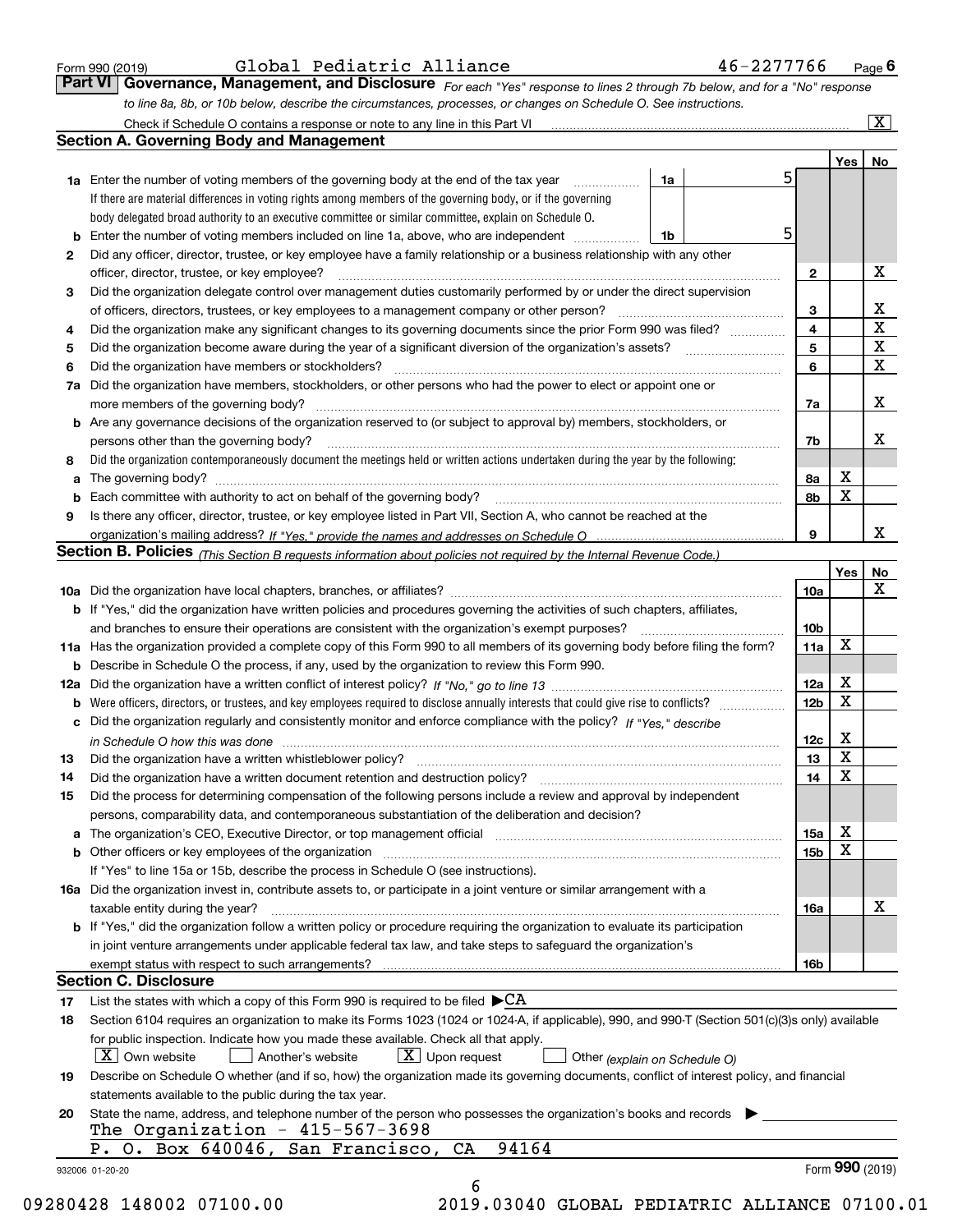Form 990 (2019) Global Pediatric Alliance 46-2277766 Page 6

## Part VI Governance, Management, and Disclosure

*For each "Yes" response to lines 2 through 7b below, and for a "No" response to line 8a, 8b, or 10b below, describe the circumstances, processes, or changes on Schedule O. See instructions.*

Check if Schedule O contains a response or note to any line in this Part VI ..... [X]

### Section A. Governing Body and Management

| | | | | Yes | No |
|---|---|---|---|---|---|
| 1a | Enter the number of voting members of the governing body at the end of the tax year ..... If there are material differences in voting rights among members of the governing body, or if the governing body delegated broad authority to an executive committee or similar committee, explain on Schedule O. | 1a 5 | | | |
| b | Enter the number of voting members included on line 1a, above, who are independent ..... | 1b 5 | | | |
| 2 | Did any officer, director, trustee, or key employee have a family relationship or a business relationship with any other officer, director, trustee, or key employee? | | 2 | | X |
| 3 | Did the organization delegate control over management duties customarily performed by or under the direct supervision of officers, directors, trustees, or key employees to a management company or other person? | | 3 | | X |
| 4 | Did the organization make any significant changes to its governing documents since the prior Form 990 was filed? | | 4 | | X |
| 5 | Did the organization become aware during the year of a significant diversion of the organization's assets? | | 5 | | X |
| 6 | Did the organization have members or stockholders? | | 6 | | X |
| 7a | Did the organization have members, stockholders, or other persons who had the power to elect or appoint one or more members of the governing body? | | 7a | | X |
| b | Are any governance decisions of the organization reserved to (or subject to approval by) members, stockholders, or persons other than the governing body? | | 7b | | X |
| 8 | Did the organization contemporaneously document the meetings held or written actions undertaken during the year by the following: | | | | |
| a | The governing body? | | 8a | X | |
| b | Each committee with authority to act on behalf of the governing body? | | 8b | X | |
| 9 | Is there any officer, director, trustee, or key employee listed in Part VII, Section A, who cannot be reached at the organization's mailing address? *If "Yes," provide the names and addresses on Schedule O* | | 9 | | X |

### Section B. Policies *(This Section B requests information about policies not required by the Internal Revenue Code.)*

| | | | Yes | No |
|---|---|---|---|---|
| 10a | Did the organization have local chapters, branches, or affiliates? | 10a | | X |
| b | If "Yes," did the organization have written policies and procedures governing the activities of such chapters, affiliates, and branches to ensure their operations are consistent with the organization's exempt purposes? | 10b | | |
| 11a | Has the organization provided a complete copy of this Form 990 to all members of its governing body before filing the form? | 11a | X | |
| b | Describe in Schedule O the process, if any, used by the organization to review this Form 990. | | | |
| 12a | Did the organization have a written conflict of interest policy? *If "No," go to line 13* | 12a | X | |
| b | Were officers, directors, or trustees, and key employees required to disclose annually interests that could give rise to conflicts? | 12b | X | |
| c | Did the organization regularly and consistently monitor and enforce compliance with the policy? *If "Yes," describe in Schedule O how this was done* | 12c | X | |
| 13 | Did the organization have a written whistleblower policy? | 13 | X | |
| 14 | Did the organization have a written document retention and destruction policy? | 14 | X | |
| 15 | Did the process for determining compensation of the following persons include a review and approval by independent persons, comparability data, and contemporaneous substantiation of the deliberation and decision? | | | |
| a | The organization's CEO, Executive Director, or top management official | 15a | X | |
| b | Other officers or key employees of the organization | 15b | X | |
| | If "Yes" to line 15a or 15b, describe the process in Schedule O (see instructions). | | | |
| 16a | Did the organization invest in, contribute assets to, or participate in a joint venture or similar arrangement with a taxable entity during the year? | 16a | | X |
| b | If "Yes," did the organization follow a written policy or procedure requiring the organization to evaluate its participation in joint venture arrangements under applicable federal tax law, and take steps to safeguard the organization's exempt status with respect to such arrangements? | 16b | | |

### Section C. Disclosure

17 List the states with which a copy of this Form 990 is required to be filed ▶CA

18 Section 6104 requires an organization to make its Forms 1023 (1024 or 1024-A, if applicable), 990, and 990-T (Section 501(c)(3)s only) available for public inspection. Indicate how you made these available. Check all that apply.

[X] Own website [ ] Another's website [X] Upon request [ ] Other *(explain on Schedule O)*

19 Describe on Schedule O whether (and if so, how) the organization made its governing documents, conflict of interest policy, and financial statements available to the public during the tax year.

20 State the name, address, and telephone number of the person who possesses the organization's books and records ▶

The Organization - 415-567-3698
P. O. Box 640046, San Francisco, CA 94164

932006 01-20-20 Form 990 (2019)

09280428 148002 07100.00 2019.03040 GLOBAL PEDIATRIC ALLIANCE 07100.01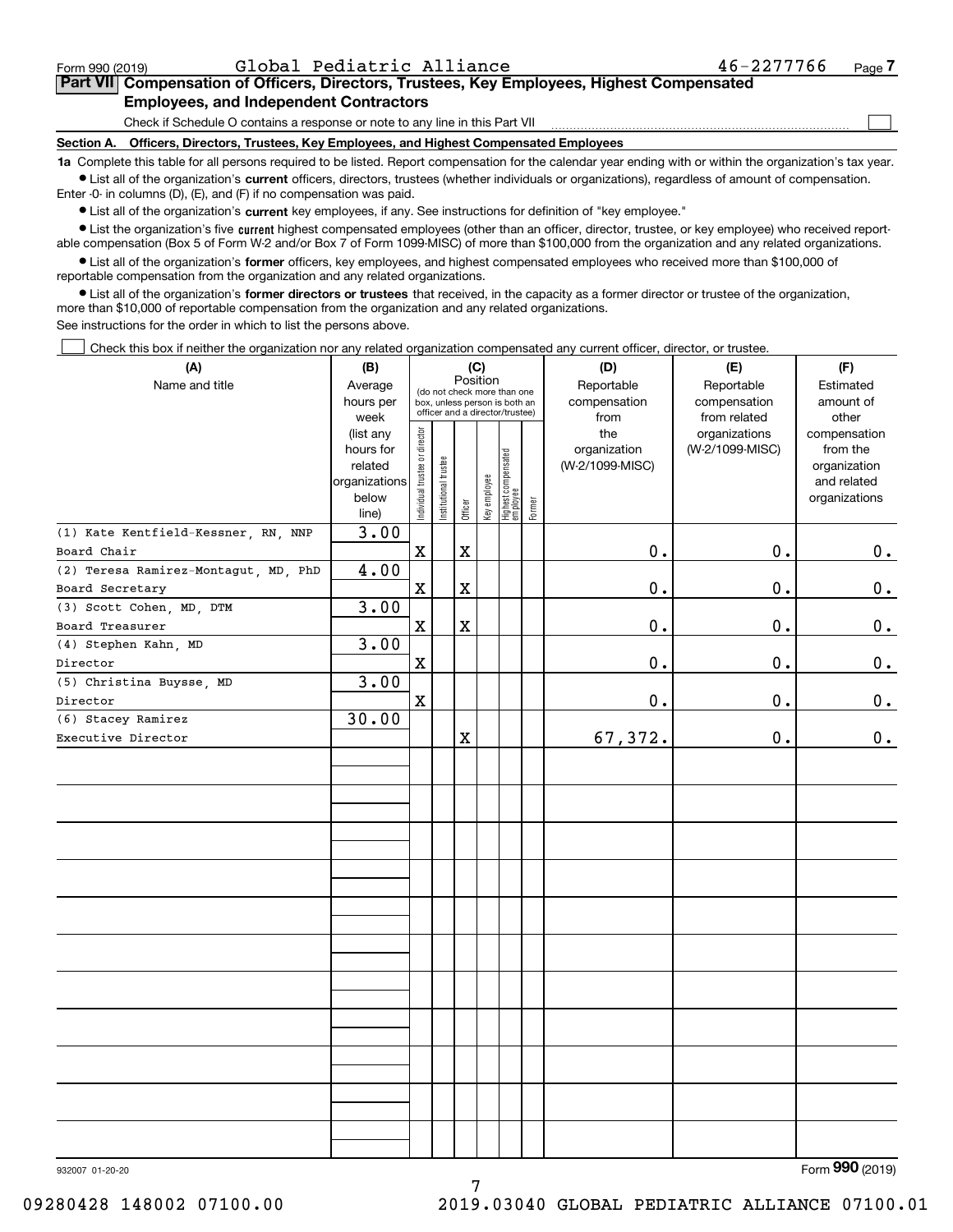Form 990 (2019) Global Pediatric Alliance 46-2277766 Page 7

## Part VII Compensation of Officers, Directors, Trustees, Key Employees, Highest Compensated Employees, and Independent Contractors

Check if Schedule O contains a response or note to any line in this Part VII ☐

**Section A. Officers, Directors, Trustees, Key Employees, and Highest Compensated Employees**

**1a** Complete this table for all persons required to be listed. Report compensation for the calendar year ending with or within the organization's tax year.

- List all of the organization's **current** officers, directors, trustees (whether individuals or organizations), regardless of amount of compensation. Enter -0- in columns (D), (E), and (F) if no compensation was paid.
- List all of the organization's **current** key employees, if any. See instructions for definition of "key employee."
- List the organization's five **current** highest compensated employees (other than an officer, director, trustee, or key employee) who received reportable compensation (Box 5 of Form W-2 and/or Box 7 of Form 1099-MISC) of more than $100,000 from the organization and any related organizations.
- List all of the organization's **former** officers, key employees, and highest compensated employees who received more than $100,000 of reportable compensation from the organization and any related organizations.
- List all of the organization's **former directors or trustees** that received, in the capacity as a former director or trustee of the organization, more than $10,000 of reportable compensation from the organization and any related organizations.

See instructions for the order in which to list the persons above.

☐ Check this box if neither the organization nor any related organization compensated any current officer, director, or trustee.

| (A) Name and title | (B) Average hours per week (list any hours for related organizations below line) | (C) Position: Individual trustee or director | Institutional trustee | Officer | Key employee | Highest compensated employee | Former | (D) Reportable compensation from the organization (W-2/1099-MISC) | (E) Reportable compensation from related organizations (W-2/1099-MISC) | (F) Estimated amount of other compensation from the organization and related organizations |
|---|---|---|---|---|---|---|---|---|---|---|
| (1) Kate Kentfield-Kessner, RN, NNP<br>Board Chair | 3.00 | X | | X | | | | 0. | 0. | 0. |
| (2) Teresa Ramirez-Montagut, MD, PhD<br>Board Secretary | 4.00 | X | | X | | | | 0. | 0. | 0. |
| (3) Scott Cohen, MD, DTM<br>Board Treasurer | 3.00 | X | | X | | | | 0. | 0. | 0. |
| (4) Stephen Kahn, MD<br>Director | 3.00 | X | | | | | | 0. | 0. | 0. |
| (5) Christina Buysse, MD<br>Director | 3.00 | X | | | | | | 0. | 0. | 0. |
| (6) Stacey Ramirez<br>Executive Director | 30.00 | | | X | | | | 67,372. | 0. | 0. |

932007 01-20-20 Form 990 (2019)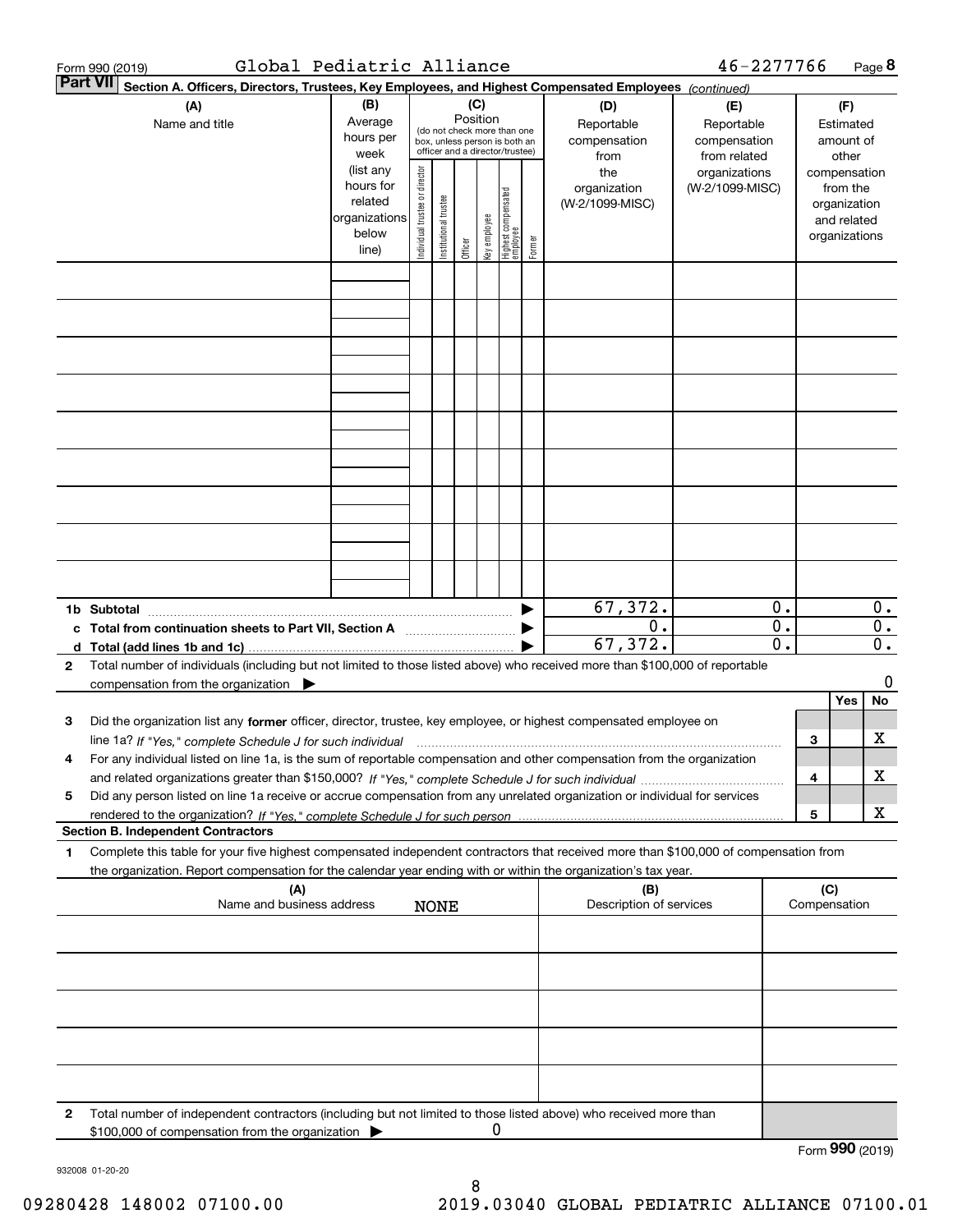Form 990 (2019) Global Pediatric Alliance 46-2277766 Page 8

**Part VII** **Section A. Officers, Directors, Trustees, Key Employees, and Highest Compensated Employees** *(continued)*

| (A) Name and title | (B) Average hours per week (list any hours for related organizations below line) | (C) Position (do not check more than one box, unless person is both an officer and a director/trustee): Individual trustee or director | Institutional trustee | Officer | Key employee | Highest compensated employee | Former | (D) Reportable compensation from the organization (W-2/1099-MISC) | (E) Reportable compensation from related organizations (W-2/1099-MISC) | (F) Estimated amount of other compensation from the organization and related organizations |
|---|---|---|---|---|---|---|---|---|---|---|
| | | | | | | | | | | |
| | | | | | | | | | | |
| | | | | | | | | | | |
| | | | | | | | | | | |
| | | | | | | | | | | |
| | | | | | | | | | | |
| | | | | | | | | | | |
| | | | | | | | | | | |
| | | | | | | | | | | |
| **1b Subtotal** | | | | | | | ▶ | 67,372. | 0. | 0. |
| **c Total from continuation sheets to Part VII, Section A** | | | | | | | ▶ | 0. | 0. | 0. |
| **d Total (add lines 1b and 1c)** | | | | | | | ▶ | 67,372. | 0. | 0. |

**2** Total number of individuals (including but not limited to those listed above) who received more than $100,000 of reportable compensation from the organization ▶ 0

| | | | Yes | No |
|---|---|---|---|---|
| **3** | Did the organization list any **former** officer, director, trustee, key employee, or highest compensated employee on line 1a? *If "Yes," complete Schedule J for such individual* | 3 | | X |
| **4** | For any individual listed on line 1a, is the sum of reportable compensation and other compensation from the organization and related organizations greater than $150,000? *If "Yes," complete Schedule J for such individual* | 4 | | X |
| **5** | Did any person listed on line 1a receive or accrue compensation from any unrelated organization or individual for services rendered to the organization? *If "Yes," complete Schedule J for such person* | 5 | | X |

**Section B. Independent Contractors**

**1** Complete this table for your five highest compensated independent contractors that received more than $100,000 of compensation from the organization. Report compensation for the calendar year ending with or within the organization's tax year.

| (A) Name and business address NONE | (B) Description of services | (C) Compensation |
|---|---|---|
| | | |
| | | |
| | | |
| | | |
| | | |

**2** Total number of independent contractors (including but not limited to those listed above) who received more than $100,000 of compensation from the organization ▶ 0

Form **990** (2019)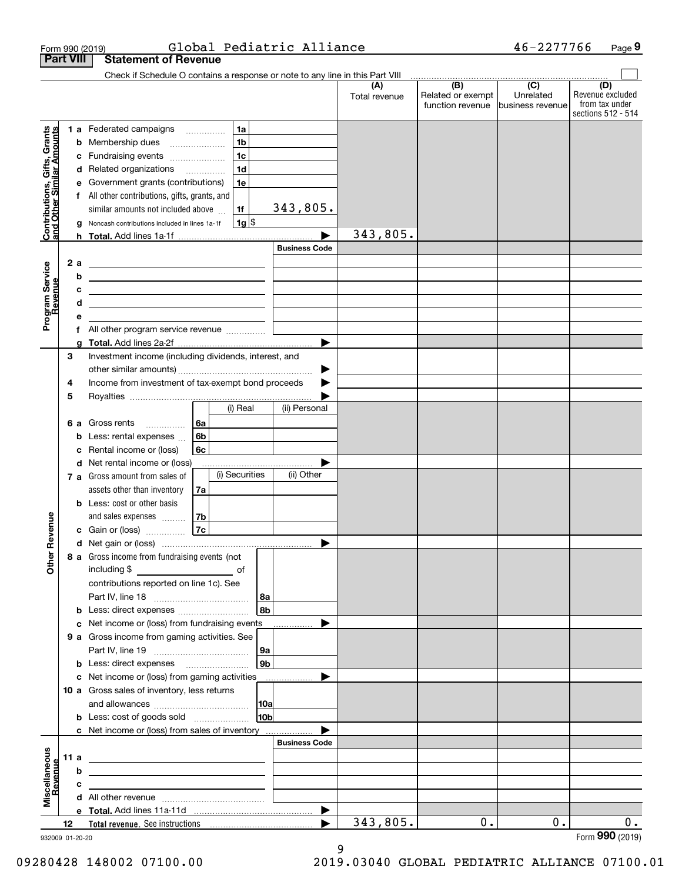Form 990 (2019) Global Pediatric Alliance 46-2277766

## Part VIII Statement of Revenue

Check if Schedule O contains a response or note to any line in this Part VIII

| | | | | (A) Total revenue | (B) Related or exempt function revenue | (C) Unrelated business revenue | (D) Revenue excluded from tax under sections 512 - 514 |
|---|---|---|---|---|---|---|---|
| **Contributions, Gifts, Grants and Other Similar Amounts** | 1 a Federated campaigns | 1a | | | | | |
| | b Membership dues | 1b | | | | | |
| | c Fundraising events | 1c | | | | | |
| | d Related organizations | 1d | | | | | |
| | e Government grants (contributions) | 1e | | | | | |
| | f All other contributions, gifts, grants, and similar amounts not included above | 1f | 343,805. | | | | |
| | g Noncash contributions included in lines 1a-1f | 1g $ | | | | | |
| | h **Total.** Add lines 1a-1f | | | 343,805. | | | |
| **Program Service Revenue** | | | Business Code | | | | |
| | 2 a | | | | | | |
| | b | | | | | | |
| | c | | | | | | |
| | d | | | | | | |
| | e | | | | | | |
| | f All other program service revenue | | | | | | |
| | g **Total.** Add lines 2a-2f | | | | | | |
| **Other Revenue** | 3 Investment income (including dividends, interest, and other similar amounts) | | | | | | |
| | 4 Income from investment of tax-exempt bond proceeds | | | | | | |
| | 5 Royalties | | | | | | |
| | | | (i) Real / (ii) Personal | | | | |
| | 6 a Gross rents | 6a | | | | | |
| | b Less: rental expenses | 6b | | | | | |
| | c Rental income or (loss) | 6c | | | | | |
| | d Net rental income or (loss) | | | | | | |
| | | | (i) Securities / (ii) Other | | | | |
| | 7 a Gross amount from sales of assets other than inventory | 7a | | | | | |
| | b Less: cost or other basis and sales expenses | 7b | | | | | |
| | c Gain or (loss) | 7c | | | | | |
| | d Net gain or (loss) | | | | | | |
| | 8 a Gross income from fundraising events (not including $ ______ of contributions reported on line 1c). See Part IV, line 18 | 8a | | | | | |
| | b Less: direct expenses | 8b | | | | | |
| | c Net income or (loss) from fundraising events | | | | | | |
| | 9 a Gross income from gaming activities. See Part IV, line 19 | 9a | | | | | |
| | b Less: direct expenses | 9b | | | | | |
| | c Net income or (loss) from gaming activities | | | | | | |
| | 10 a Gross sales of inventory, less returns and allowances | 10a | | | | | |
| | b Less: cost of goods sold | 10b | | | | | |
| | c Net income or (loss) from sales of inventory | | | | | | |
| **Miscellaneous Revenue** | | | Business Code | | | | |
| | 11 a | | | | | | |
| | b | | | | | | |
| | c | | | | | | |
| | d All other revenue | | | | | | |
| | e **Total.** Add lines 11a-11d | | | | | | |
| | 12 **Total revenue.** See instructions | | | 343,805. | 0. | 0. | 0. |

932009 01-20-20

Form **990** (2019)

09280428 148002 07100.00 2019.03040 GLOBAL PEDIATRIC ALLIANCE 07100.01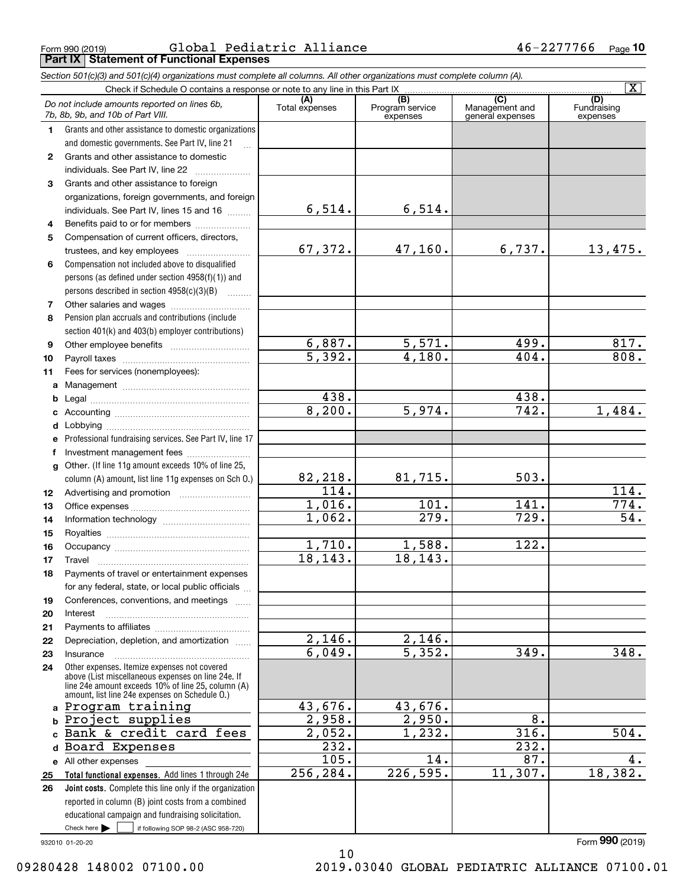Form 990 (2019) Global Pediatric Alliance 46-2277766 Page **10**

**Part IX Statement of Functional Expenses**

*Section 501(c)(3) and 501(c)(4) organizations must complete all columns. All other organizations must complete column (A).*

Check if Schedule O contains a response or note to any line in this Part IX [X]

| | *Do not include amounts reported on lines 6b, 7b, 8b, 9b, and 10b of Part VIII.* | (A) Total expenses | (B) Program service expenses | (C) Management and general expenses | (D) Fundraising expenses |
|---|---|---|---|---|---|
| 1 | Grants and other assistance to domestic organizations and domestic governments. See Part IV, line 21 | | | | |
| 2 | Grants and other assistance to domestic individuals. See Part IV, line 22 | | | | |
| 3 | Grants and other assistance to foreign organizations, foreign governments, and foreign individuals. See Part IV, lines 15 and 16 | 6,514. | 6,514. | | |
| 4 | Benefits paid to or for members | | | | |
| 5 | Compensation of current officers, directors, trustees, and key employees | 67,372. | 47,160. | 6,737. | 13,475. |
| 6 | Compensation not included above to disqualified persons (as defined under section 4958(f)(1)) and persons described in section 4958(c)(3)(B) | | | | |
| 7 | Other salaries and wages | | | | |
| 8 | Pension plan accruals and contributions (include section 401(k) and 403(b) employer contributions) | | | | |
| 9 | Other employee benefits | 6,887. | 5,571. | 499. | 817. |
| 10 | Payroll taxes | 5,392. | 4,180. | 404. | 808. |
| 11 | Fees for services (nonemployees): | | | | |
| a | Management | | | | |
| b | Legal | 438. | | 438. | |
| c | Accounting | 8,200. | 5,974. | 742. | 1,484. |
| d | Lobbying | | | | |
| e | Professional fundraising services. See Part IV, line 17 | | | | |
| f | Investment management fees | | | | |
| g | Other. (If line 11g amount exceeds 10% of line 25, column (A) amount, list line 11g expenses on Sch O.) | 82,218. | 81,715. | 503. | |
| 12 | Advertising and promotion | 114. | | | 114. |
| 13 | Office expenses | 1,016. | 101. | 141. | 774. |
| 14 | Information technology | 1,062. | 279. | 729. | 54. |
| 15 | Royalties | | | | |
| 16 | Occupancy | 1,710. | 1,588. | 122. | |
| 17 | Travel | 18,143. | 18,143. | | |
| 18 | Payments of travel or entertainment expenses for any federal, state, or local public officials | | | | |
| 19 | Conferences, conventions, and meetings | | | | |
| 20 | Interest | | | | |
| 21 | Payments to affiliates | | | | |
| 22 | Depreciation, depletion, and amortization | 2,146. | 2,146. | | |
| 23 | Insurance | 6,049. | 5,352. | 349. | 348. |
| 24 | Other expenses. Itemize expenses not covered above (List miscellaneous expenses on line 24e. If line 24e amount exceeds 10% of line 25, column (A) amount, list line 24e expenses on Schedule O.) | | | | |
| a | Program training | 43,676. | 43,676. | | |
| b | Project supplies | 2,958. | 2,950. | 8. | |
| c | Bank & credit card fees | 2,052. | 1,232. | 316. | 504. |
| d | Board Expenses | 232. | | 232. | |
| e | All other expenses | 105. | 14. | 87. | 4. |
| 25 | **Total functional expenses.** Add lines 1 through 24e | 256,284. | 226,595. | 11,307. | 18,382. |
| 26 | **Joint costs.** Complete this line only if the organization reported in column (B) joint costs from a combined educational campaign and fundraising solicitation. Check here [ ] if following SOP 98-2 (ASC 958-720) | | | | |

932010 01-20-20

Form **990** (2019)

09280428 148002 07100.00 2019.03040 GLOBAL PEDIATRIC ALLIANCE 07100.01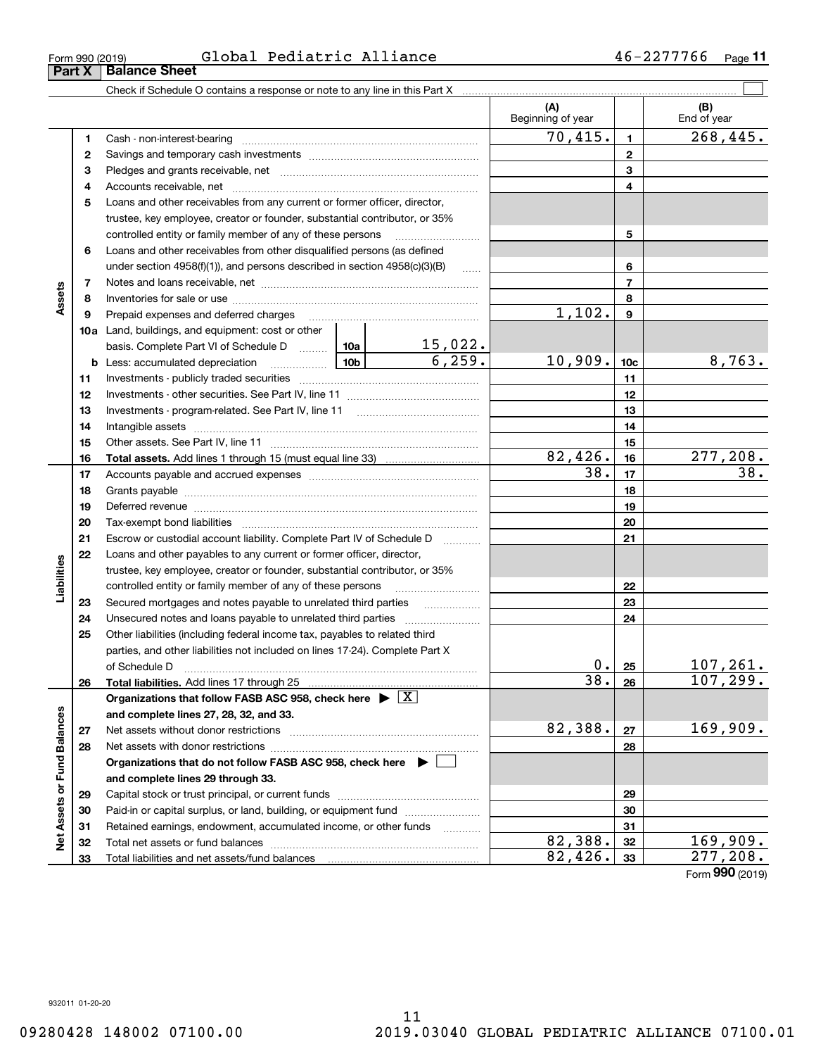Form 990 (2019) Global Pediatric Alliance 46-2277766

## Part X Balance Sheet

Check if Schedule O contains a response or note to any line in this Part X ☐

| | | | (A) Beginning of year | | (B) End of year |
|---|---|---|---|---|---|
| **Assets** | 1 | Cash - non-interest-bearing | 70,415. | 1 | 268,445. |
| | 2 | Savings and temporary cash investments | | 2 | |
| | 3 | Pledges and grants receivable, net | | 3 | |
| | 4 | Accounts receivable, net | | 4 | |
| | 5 | Loans and other receivables from any current or former officer, director, trustee, key employee, creator or founder, substantial contributor, or 35% controlled entity or family member of any of these persons | | 5 | |
| | 6 | Loans and other receivables from other disqualified persons (as defined under section 4958(f)(1)), and persons described in section 4958(c)(3)(B) | | 6 | |
| | 7 | Notes and loans receivable, net | | 7 | |
| | 8 | Inventories for sale or use | | 8 | |
| | 9 | Prepaid expenses and deferred charges | 1,102. | 9 | |
| | 10a | Land, buildings, and equipment: cost or other basis. Complete Part VI of Schedule D — 10a: 15,022. | | | |
| | b | Less: accumulated depreciation — 10b: 6,259. | 10,909. | 10c | 8,763. |
| | 11 | Investments - publicly traded securities | | 11 | |
| | 12 | Investments - other securities. See Part IV, line 11 | | 12 | |
| | 13 | Investments - program-related. See Part IV, line 11 | | 13 | |
| | 14 | Intangible assets | | 14 | |
| | 15 | Other assets. See Part IV, line 11 | | 15 | |
| | 16 | **Total assets.** Add lines 1 through 15 (must equal line 33) | 82,426. | 16 | 277,208. |
| **Liabilities** | 17 | Accounts payable and accrued expenses | 38. | 17 | 38. |
| | 18 | Grants payable | | 18 | |
| | 19 | Deferred revenue | | 19 | |
| | 20 | Tax-exempt bond liabilities | | 20 | |
| | 21 | Escrow or custodial account liability. Complete Part IV of Schedule D | | 21 | |
| | 22 | Loans and other payables to any current or former officer, director, trustee, key employee, creator or founder, substantial contributor, or 35% controlled entity or family member of any of these persons | | 22 | |
| | 23 | Secured mortgages and notes payable to unrelated third parties | | 23 | |
| | 24 | Unsecured notes and loans payable to unrelated third parties | | 24 | |
| | 25 | Other liabilities (including federal income tax, payables to related third parties, and other liabilities not included on lines 17-24). Complete Part X of Schedule D | 0. | 25 | 107,261. |
| | 26 | **Total liabilities.** Add lines 17 through 25 | 38. | 26 | 107,299. |
| **Net Assets or Fund Balances** | | **Organizations that follow FASB ASC 958, check here ▶ ☒ and complete lines 27, 28, 32, and 33.** | | | |
| | 27 | Net assets without donor restrictions | 82,388. | 27 | 169,909. |
| | 28 | Net assets with donor restrictions | | 28 | |
| | | **Organizations that do not follow FASB ASC 958, check here ▶ ☐ and complete lines 29 through 33.** | | | |
| | 29 | Capital stock or trust principal, or current funds | | 29 | |
| | 30 | Paid-in or capital surplus, or land, building, or equipment fund | | 30 | |
| | 31 | Retained earnings, endowment, accumulated income, or other funds | | 31 | |
| | 32 | Total net assets or fund balances | 82,388. | 32 | 169,909. |
| | 33 | Total liabilities and net assets/fund balances | 82,426. | 33 | 277,208. |

Form **990** (2019)

932011 01-20-20

09280428 148002 07100.00 2019.03040 GLOBAL PEDIATRIC ALLIANCE 07100.01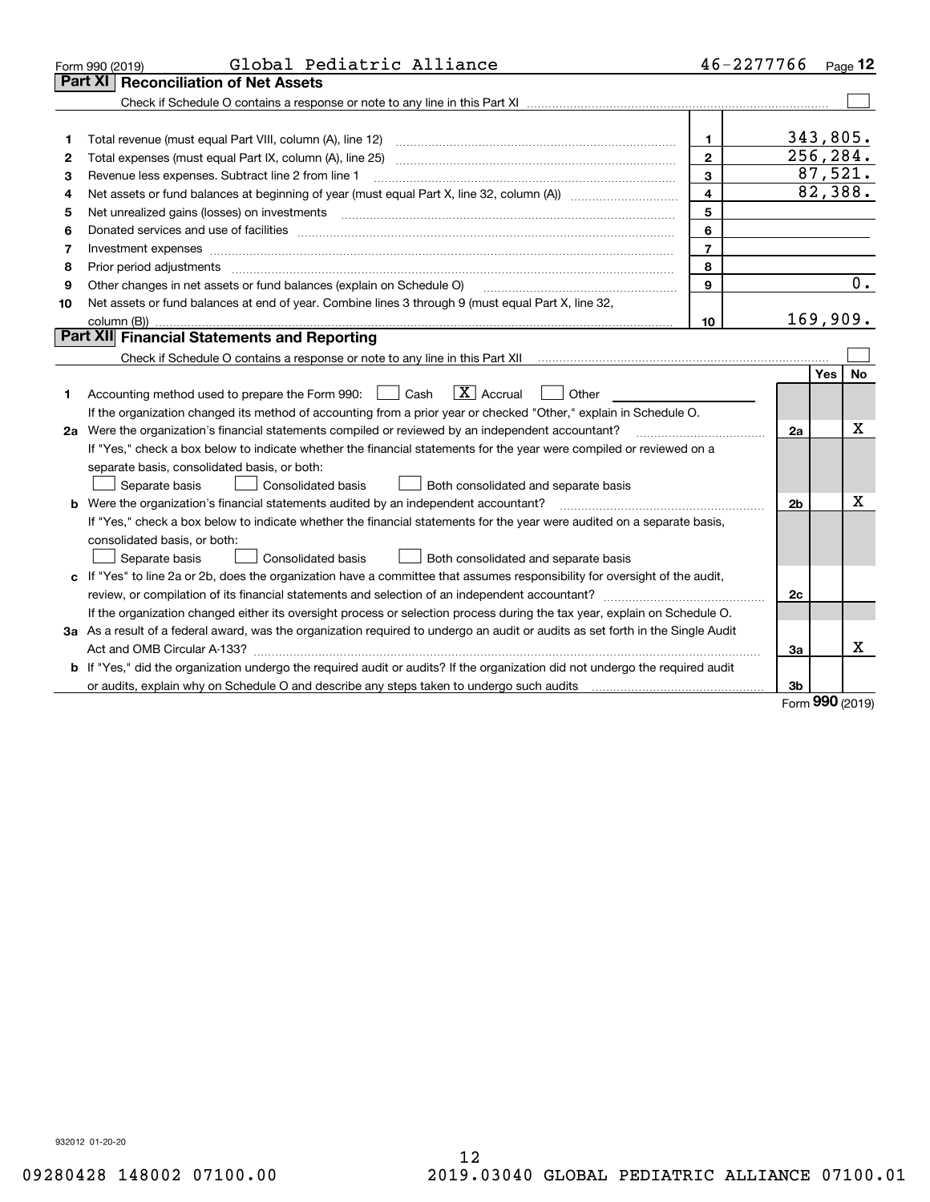Form 990 (2019) Global Pediatric Alliance 46-2277766 Page 12

## Part XI Reconciliation of Net Assets

Check if Schedule O contains a response or note to any line in this Part XI ☐

| | | | |
|---|---|---|---|
| 1 | Total revenue (must equal Part VIII, column (A), line 12) | 1 | 343,805. |
| 2 | Total expenses (must equal Part IX, column (A), line 25) | 2 | 256,284. |
| 3 | Revenue less expenses. Subtract line 2 from line 1 | 3 | 87,521. |
| 4 | Net assets or fund balances at beginning of year (must equal Part X, line 32, column (A)) | 4 | 82,388. |
| 5 | Net unrealized gains (losses) on investments | 5 | |
| 6 | Donated services and use of facilities | 6 | |
| 7 | Investment expenses | 7 | |
| 8 | Prior period adjustments | 8 | |
| 9 | Other changes in net assets or fund balances (explain on Schedule O) | 9 | 0. |
| 10 | Net assets or fund balances at end of year. Combine lines 3 through 9 (must equal Part X, line 32, column (B)) | 10 | 169,909. |

## Part XII Financial Statements and Reporting

Check if Schedule O contains a response or note to any line in this Part XII ☐

| | | | Yes | No |
|---|---|---|---|---|
| 1 | Accounting method used to prepare the Form 990: ☐ Cash ☒ Accrual ☐ Other | | | |
| | If the organization changed its method of accounting from a prior year or checked "Other," explain in Schedule O. | | | |
| 2a | Were the organization's financial statements compiled or reviewed by an independent accountant? | 2a | | X |
| | If "Yes," check a box below to indicate whether the financial statements for the year were compiled or reviewed on a separate basis, consolidated basis, or both: ☐ Separate basis ☐ Consolidated basis ☐ Both consolidated and separate basis | | | |
| b | Were the organization's financial statements audited by an independent accountant? | 2b | | X |
| | If "Yes," check a box below to indicate whether the financial statements for the year were audited on a separate basis, consolidated basis, or both: ☐ Separate basis ☐ Consolidated basis ☐ Both consolidated and separate basis | | | |
| c | If "Yes" to line 2a or 2b, does the organization have a committee that assumes responsibility for oversight of the audit, review, or compilation of its financial statements and selection of an independent accountant? | 2c | | |
| | If the organization changed either its oversight process or selection process during the tax year, explain on Schedule O. | | | |
| 3a | As a result of a federal award, was the organization required to undergo an audit or audits as set forth in the Single Audit Act and OMB Circular A-133? | 3a | | X |
| b | If "Yes," did the organization undergo the required audit or audits? If the organization did not undergo the required audit or audits, explain why on Schedule O and describe any steps taken to undergo such audits | 3b | | |

Form **990** (2019)

932012 01-20-20

09280428 148002 07100.00 2019.03040 GLOBAL PEDIATRIC ALLIANCE 07100.01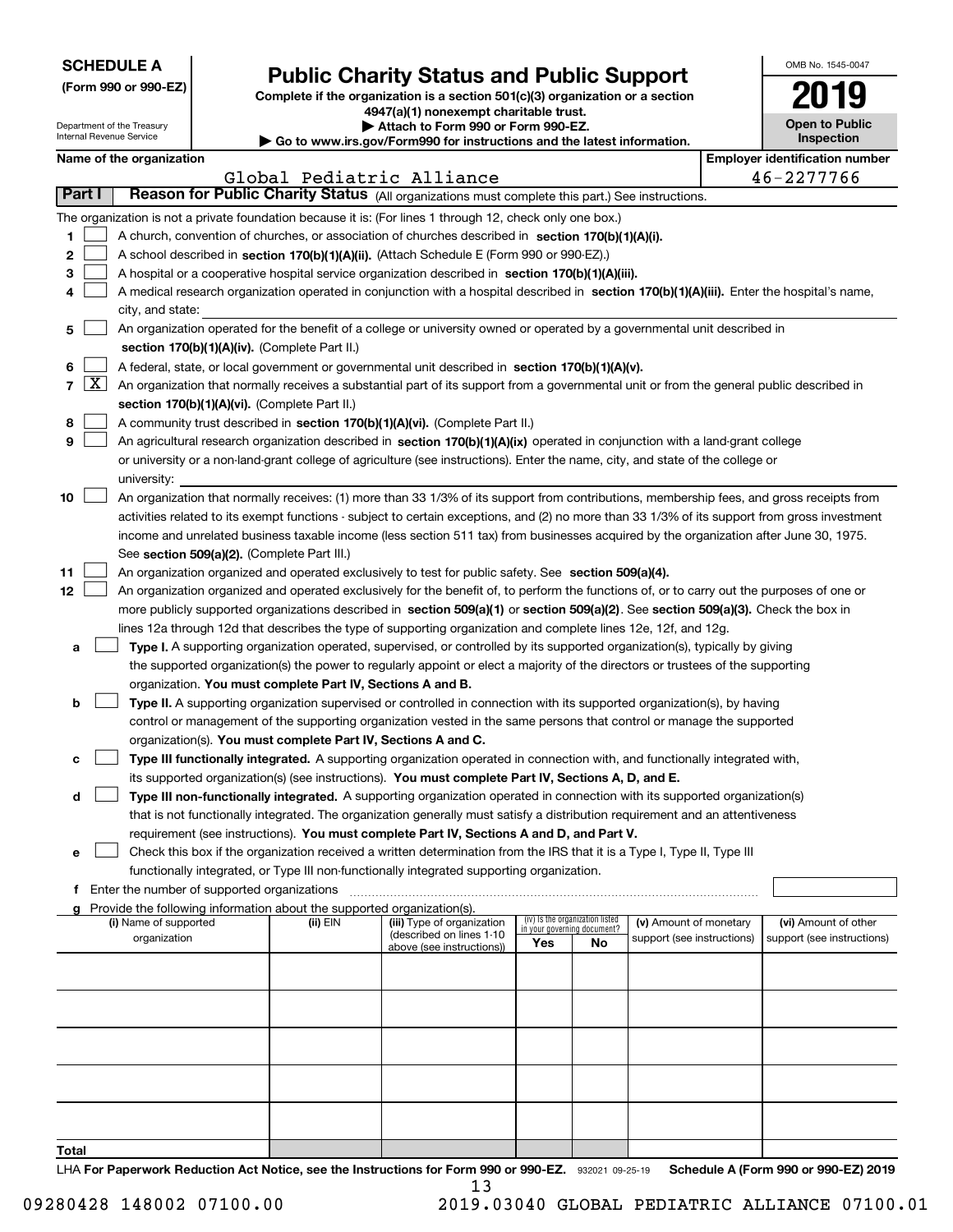**SCHEDULE A**
**(Form 990 or 990-EZ)**

Department of the Treasury
Internal Revenue Service

# Public Charity Status and Public Support

**Complete if the organization is a section 501(c)(3) organization or a section 4947(a)(1) nonexempt charitable trust.**
**▶ Attach to Form 990 or Form 990-EZ.**
**▶ Go to www.irs.gov/Form990 for instructions and the latest information.**

OMB No. 1545-0047

**2019**

**Open to Public Inspection**

**Name of the organization:** Global Pediatric Alliance
**Employer identification number:** 46-2277766

## Part I — Reason for Public Charity Status (All organizations must complete this part.) See instructions.

The organization is not a private foundation because it is: (For lines 1 through 12, check only one box.)

1. [ ] A church, convention of churches, or association of churches described in **section 170(b)(1)(A)(i).**
2. [ ] A school described in **section 170(b)(1)(A)(ii).** (Attach Schedule E (Form 990 or 990-EZ).)
3. [ ] A hospital or a cooperative hospital service organization described in **section 170(b)(1)(A)(iii).**
4. [ ] A medical research organization operated in conjunction with a hospital described in **section 170(b)(1)(A)(iii).** Enter the hospital's name, city, and state:
5. [ ] An organization operated for the benefit of a college or university owned or operated by a governmental unit described in **section 170(b)(1)(A)(iv).** (Complete Part II.)
6. [ ] A federal, state, or local government or governmental unit described in **section 170(b)(1)(A)(v).**
7. [X] An organization that normally receives a substantial part of its support from a governmental unit or from the general public described in **section 170(b)(1)(A)(vi).** (Complete Part II.)
8. [ ] A community trust described in **section 170(b)(1)(A)(vi).** (Complete Part II.)
9. [ ] An agricultural research organization described in **section 170(b)(1)(A)(ix)** operated in conjunction with a land-grant college or university or a non-land-grant college of agriculture (see instructions). Enter the name, city, and state of the college or university:
10. [ ] An organization that normally receives: (1) more than 33 1/3% of its support from contributions, membership fees, and gross receipts from activities related to its exempt functions - subject to certain exceptions, and (2) no more than 33 1/3% of its support from gross investment income and unrelated business taxable income (less section 511 tax) from businesses acquired by the organization after June 30, 1975. See **section 509(a)(2).** (Complete Part III.)
11. [ ] An organization organized and operated exclusively to test for public safety. See **section 509(a)(4).**
12. [ ] An organization organized and operated exclusively for the benefit of, to perform the functions of, or to carry out the purposes of one or more publicly supported organizations described in **section 509(a)(1)** or **section 509(a)(2)**. See **section 509(a)(3).** Check the box in lines 12a through 12d that describes the type of supporting organization and complete lines 12e, 12f, and 12g.
   - **a** [ ] **Type I.** A supporting organization operated, supervised, or controlled by its supported organization(s), typically by giving the supported organization(s) the power to regularly appoint or elect a majority of the directors or trustees of the supporting organization. **You must complete Part IV, Sections A and B.**
   - **b** [ ] **Type II.** A supporting organization supervised or controlled in connection with its supported organization(s), by having control or management of the supporting organization vested in the same persons that control or manage the supported organization(s). **You must complete Part IV, Sections A and C.**
   - **c** [ ] **Type III functionally integrated.** A supporting organization operated in connection with, and functionally integrated with, its supported organization(s) (see instructions). **You must complete Part IV, Sections A, D, and E.**
   - **d** [ ] **Type III non-functionally integrated.** A supporting organization operated in connection with its supported organization(s) that is not functionally integrated. The organization generally must satisfy a distribution requirement and an attentiveness requirement (see instructions). **You must complete Part IV, Sections A and D, and Part V.**
   - **e** [ ] Check this box if the organization received a written determination from the IRS that it is a Type I, Type II, Type III functionally integrated, or Type III non-functionally integrated supporting organization.
   - **f** Enter the number of supported organizations
   - **g** Provide the following information about the supported organization(s).

| (i) Name of supported organization | (ii) EIN | (iii) Type of organization (described on lines 1-10 above (see instructions)) | (iv) Is the organization listed in your governing document? Yes | No | (v) Amount of monetary support (see instructions) | (vi) Amount of other support (see instructions) |
|---|---|---|---|---|---|---|
| | | | | | | |
| | | | | | | |
| | | | | | | |
| | | | | | | |
| | | | | | | |
| **Total** | | | | | | |

LHA **For Paperwork Reduction Act Notice, see the Instructions for Form 990 or 990-EZ.** 932021 09-25-19 **Schedule A (Form 990 or 990-EZ) 2019**

09280428 148002 07100.00 2019.03040 GLOBAL PEDIATRIC ALLIANCE 07100.01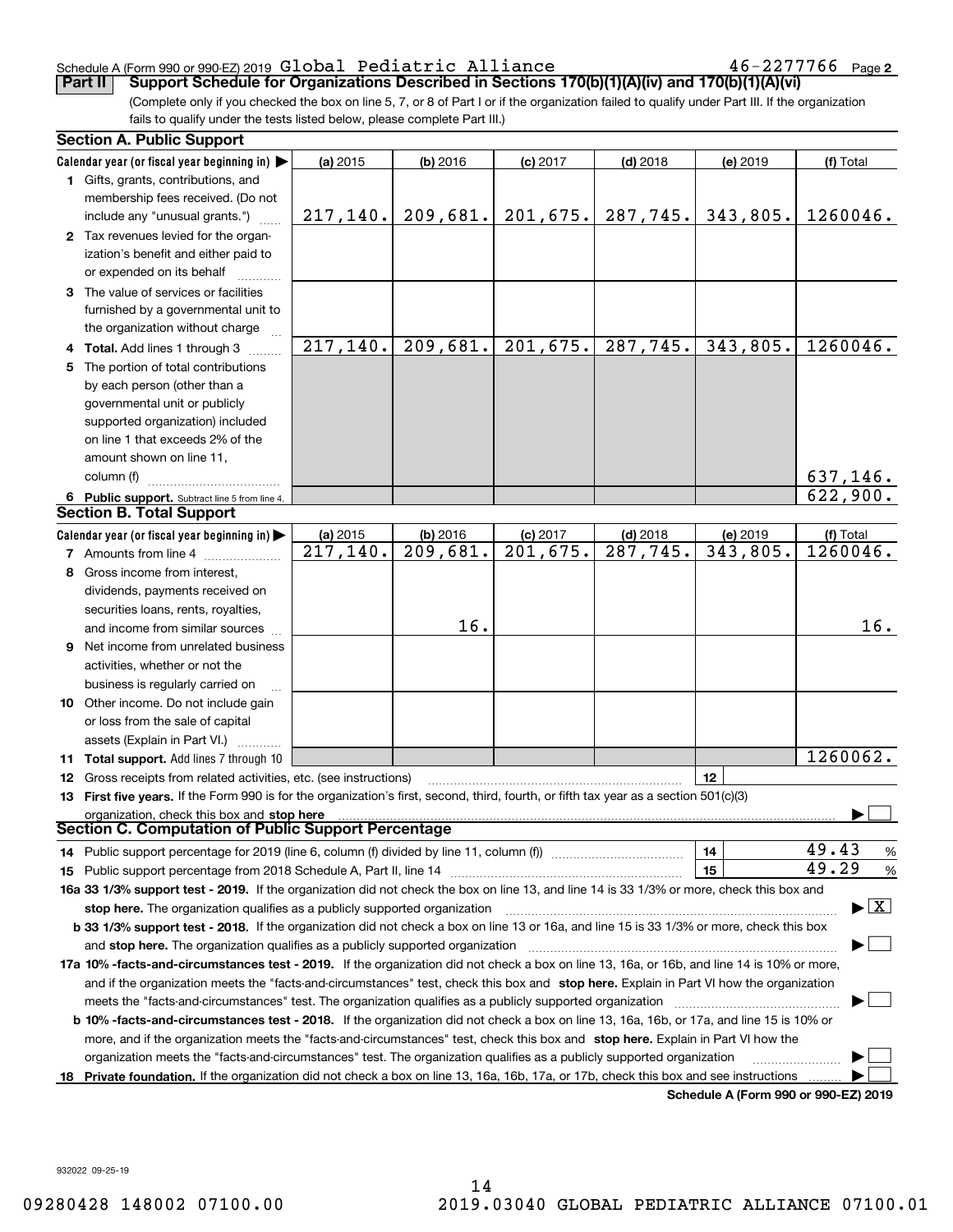Schedule A (Form 990 or 990-EZ) 2019 Global Pediatric Alliance 46-2277766 Page 2

## Part II Support Schedule for Organizations Described in Sections 170(b)(1)(A)(iv) and 170(b)(1)(A)(vi)

(Complete only if you checked the box on line 5, 7, or 8 of Part I or if the organization failed to qualify under Part III. If the organization fails to qualify under the tests listed below, please complete Part III.)

### Section A. Public Support

| Calendar year (or fiscal year beginning in) ▶ | (a) 2015 | (b) 2016 | (c) 2017 | (d) 2018 | (e) 2019 | (f) Total |
|---|---|---|---|---|---|---|
| 1 Gifts, grants, contributions, and membership fees received. (Do not include any "unusual grants.") | 217,140. | 209,681. | 201,675. | 287,745. | 343,805. | 1260046. |
| 2 Tax revenues levied for the organization's benefit and either paid to or expended on its behalf | | | | | | |
| 3 The value of services or facilities furnished by a governmental unit to the organization without charge | | | | | | |
| 4 Total. Add lines 1 through 3 | 217,140. | 209,681. | 201,675. | 287,745. | 343,805. | 1260046. |
| 5 The portion of total contributions by each person (other than a governmental unit or publicly supported organization) included on line 1 that exceeds 2% of the amount shown on line 11, column (f) | | | | | | 637,146. |
| 6 Public support. Subtract line 5 from line 4. | | | | | | 622,900. |

### Section B. Total Support

| Calendar year (or fiscal year beginning in) ▶ | (a) 2015 | (b) 2016 | (c) 2017 | (d) 2018 | (e) 2019 | (f) Total |
|---|---|---|---|---|---|---|
| 7 Amounts from line 4 | 217,140. | 209,681. | 201,675. | 287,745. | 343,805. | 1260046. |
| 8 Gross income from interest, dividends, payments received on securities loans, rents, royalties, and income from similar sources | | 16. | | | | 16. |
| 9 Net income from unrelated business activities, whether or not the business is regularly carried on | | | | | | |
| 10 Other income. Do not include gain or loss from the sale of capital assets (Explain in Part VI.) | | | | | | |
| 11 Total support. Add lines 7 through 10 | | | | | | 1260062. |

12 Gross receipts from related activities, etc. (see instructions) | 12 |

13 **First five years.** If the Form 990 is for the organization's first, second, third, fourth, or fifth tax year as a section 501(c)(3) organization, check this box and **stop here** ▶ ☐

### Section C. Computation of Public Support Percentage

14 Public support percentage for 2019 (line 6, column (f) divided by line 11, column (f)) | 14 | 49.43 %

15 Public support percentage from 2018 Schedule A, Part II, line 14 | 15 | 49.29 %

**16a 33 1/3% support test - 2019.** If the organization did not check the box on line 13, and line 14 is 33 1/3% or more, check this box and **stop here.** The organization qualifies as a publicly supported organization ▶ ☒

**b 33 1/3% support test - 2018.** If the organization did not check a box on line 13 or 16a, and line 15 is 33 1/3% or more, check this box and **stop here.** The organization qualifies as a publicly supported organization ▶ ☐

**17a 10% -facts-and-circumstances test - 2019.** If the organization did not check a box on line 13, 16a, or 16b, and line 14 is 10% or more, and if the organization meets the "facts-and-circumstances" test, check this box and **stop here.** Explain in Part VI how the organization meets the "facts-and-circumstances" test. The organization qualifies as a publicly supported organization ▶ ☐

**b 10% -facts-and-circumstances test - 2018.** If the organization did not check a box on line 13, 16a, 16b, or 17a, and line 15 is 10% or more, and if the organization meets the "facts-and-circumstances" test, check this box and **stop here.** Explain in Part VI how the organization meets the "facts-and-circumstances" test. The organization qualifies as a publicly supported organization ▶ ☐

**18 Private foundation.** If the organization did not check a box on line 13, 16a, 16b, 17a, or 17b, check this box and see instructions ▶ ☐

**Schedule A (Form 990 or 990-EZ) 2019**

932022 09-25-19

09280428 148002 07100.00 2019.03040 GLOBAL PEDIATRIC ALLIANCE 07100.01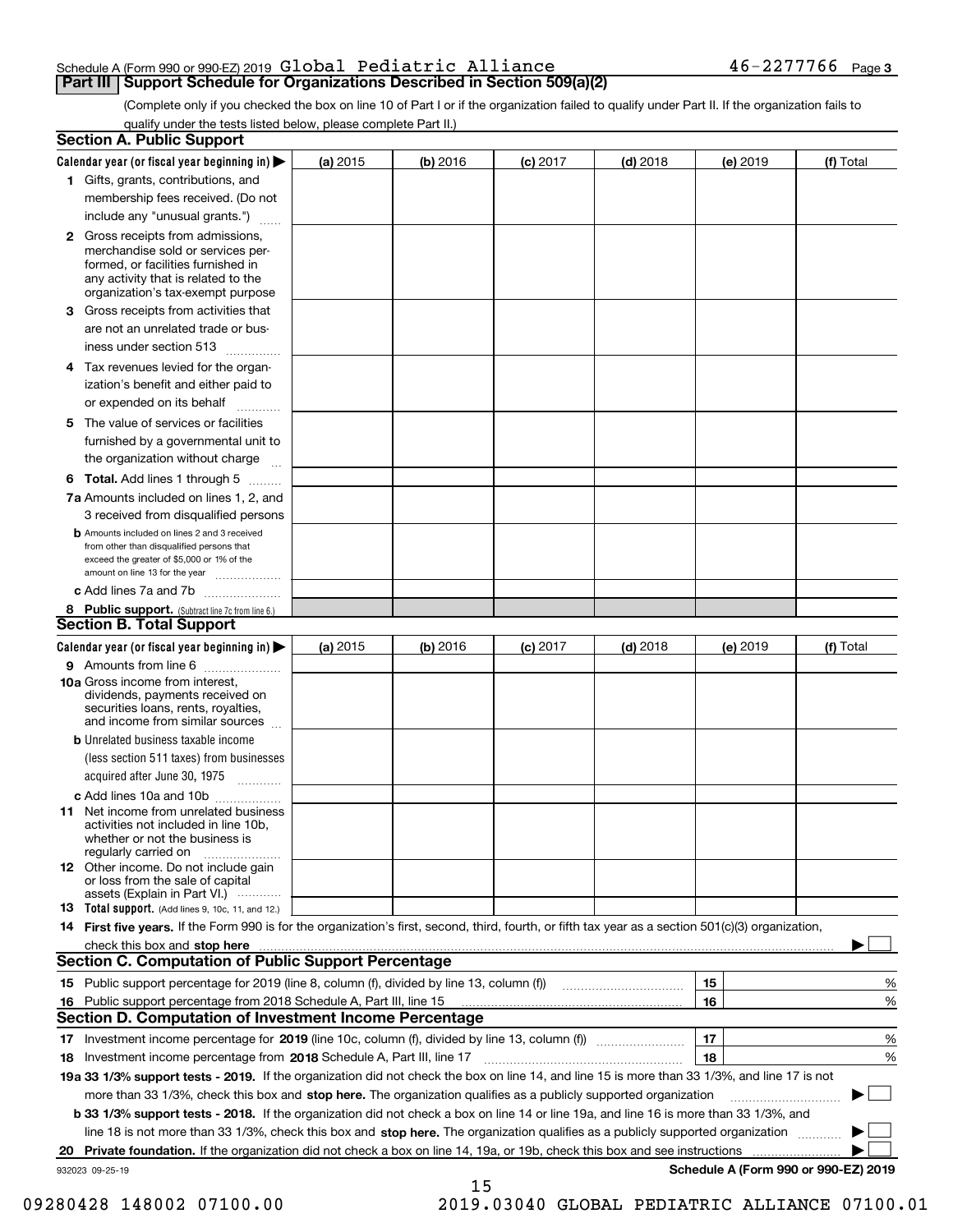Schedule A (Form 990 or 990-EZ) 2019 Global Pediatric Alliance 46-2277766 Page 3

## Part III Support Schedule for Organizations Described in Section 509(a)(2)

(Complete only if you checked the box on line 10 of Part I or if the organization failed to qualify under Part II. If the organization fails to qualify under the tests listed below, please complete Part II.)

### Section A. Public Support

| Calendar year (or fiscal year beginning in) ▶ | (a) 2015 | (b) 2016 | (c) 2017 | (d) 2018 | (e) 2019 | (f) Total |
|---|---|---|---|---|---|---|
| **1** Gifts, grants, contributions, and membership fees received. (Do not include any "unusual grants.") | | | | | | |
| **2** Gross receipts from admissions, merchandise sold or services performed, or facilities furnished in any activity that is related to the organization's tax-exempt purpose | | | | | | |
| **3** Gross receipts from activities that are not an unrelated trade or business under section 513 | | | | | | |
| **4** Tax revenues levied for the organization's benefit and either paid to or expended on its behalf | | | | | | |
| **5** The value of services or facilities furnished by a governmental unit to the organization without charge | | | | | | |
| **6 Total.** Add lines 1 through 5 | | | | | | |
| **7a** Amounts included on lines 1, 2, and 3 received from disqualified persons | | | | | | |
| **b** Amounts included on lines 2 and 3 received from other than disqualified persons that exceed the greater of $5,000 or 1% of the amount on line 13 for the year | | | | | | |
| **c** Add lines 7a and 7b | | | | | | |
| **8 Public support.** (Subtract line 7c from line 6.) | | | | | | |

### Section B. Total Support

| Calendar year (or fiscal year beginning in) ▶ | (a) 2015 | (b) 2016 | (c) 2017 | (d) 2018 | (e) 2019 | (f) Total |
|---|---|---|---|---|---|---|
| **9** Amounts from line 6 | | | | | | |
| **10a** Gross income from interest, dividends, payments received on securities loans, rents, royalties, and income from similar sources | | | | | | |
| **b** Unrelated business taxable income (less section 511 taxes) from businesses acquired after June 30, 1975 | | | | | | |
| **c** Add lines 10a and 10b | | | | | | |
| **11** Net income from unrelated business activities not included in line 10b, whether or not the business is regularly carried on | | | | | | |
| **12** Other income. Do not include gain or loss from the sale of capital assets (Explain in Part VI.) | | | | | | |
| **13 Total support.** (Add lines 9, 10c, 11, and 12.) | | | | | | |

**14 First five years.** If the Form 990 is for the organization's first, second, third, fourth, or fifth tax year as a section 501(c)(3) organization, check this box and **stop here** ▶ ☐

### Section C. Computation of Public Support Percentage

| | | | |
|---|---|---|---|
| **15** Public support percentage for 2019 (line 8, column (f), divided by line 13, column (f)) | 15 | | % |
| **16** Public support percentage from 2018 Schedule A, Part III, line 15 | 16 | | % |

### Section D. Computation of Investment Income Percentage

| | | | |
|---|---|---|---|
| **17** Investment income percentage for **2019** (line 10c, column (f), divided by line 13, column (f)) | 17 | | % |
| **18** Investment income percentage from **2018** Schedule A, Part III, line 17 | 18 | | % |

**19a 33 1/3% support tests - 2019.** If the organization did not check the box on line 14, and line 15 is more than 33 1/3%, and line 17 is not more than 33 1/3%, check this box and **stop here.** The organization qualifies as a publicly supported organization ▶ ☐

**b 33 1/3% support tests - 2018.** If the organization did not check a box on line 14 or line 19a, and line 16 is more than 33 1/3%, and line 18 is not more than 33 1/3%, check this box and **stop here.** The organization qualifies as a publicly supported organization ▶ ☐

**20 Private foundation.** If the organization did not check a box on line 14, 19a, or 19b, check this box and see instructions ▶ ☐

932023 09-25-19 **Schedule A (Form 990 or 990-EZ) 2019**

09280428 148002 07100.00 2019.03040 GLOBAL PEDIATRIC ALLIANCE 07100.01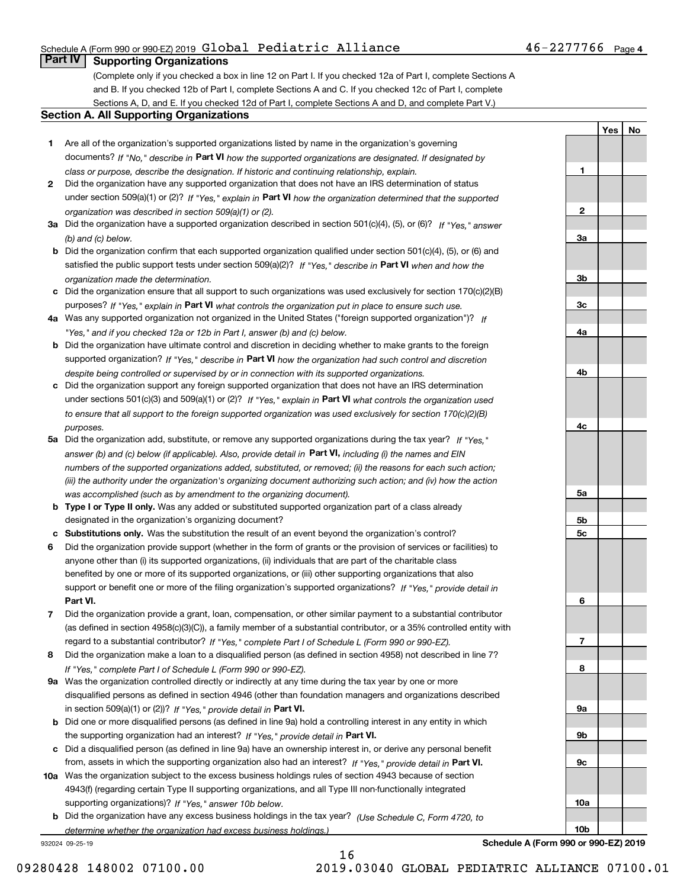Schedule A (Form 990 or 990-EZ) 2019 Global Pediatric Alliance 46-2277766 Page 4

## Part IV Supporting Organizations

(Complete only if you checked a box in line 12 on Part I. If you checked 12a of Part I, complete Sections A and B. If you checked 12b of Part I, complete Sections A and C. If you checked 12c of Part I, complete Sections A, D, and E. If you checked 12d of Part I, complete Sections A and D, and complete Part V.)

### Section A. All Supporting Organizations

| | | Line | Yes | No |
|---|---|---|---|---|
| **1** | Are all of the organization's supported organizations listed by name in the organization's governing documents? *If "No," describe in* **Part VI** *how the supported organizations are designated. If designated by class or purpose, describe the designation. If historic and continuing relationship, explain.* | 1 | | |
| **2** | Did the organization have any supported organization that does not have an IRS determination of status under section 509(a)(1) or (2)? *If "Yes," explain in* **Part VI** *how the organization determined that the supported organization was described in section 509(a)(1) or (2).* | 2 | | |
| **3a** | Did the organization have a supported organization described in section 501(c)(4), (5), or (6)? *If "Yes," answer (b) and (c) below.* | 3a | | |
| **b** | Did the organization confirm that each supported organization qualified under section 501(c)(4), (5), or (6) and satisfied the public support tests under section 509(a)(2)? *If "Yes," describe in* **Part VI** *when and how the organization made the determination.* | 3b | | |
| **c** | Did the organization ensure that all support to such organizations was used exclusively for section 170(c)(2)(B) purposes? *If "Yes," explain in* **Part VI** *what controls the organization put in place to ensure such use.* | 3c | | |
| **4a** | Was any supported organization not organized in the United States ("foreign supported organization")? *If "Yes," and if you checked 12a or 12b in Part I, answer (b) and (c) below.* | 4a | | |
| **b** | Did the organization have ultimate control and discretion in deciding whether to make grants to the foreign supported organization? *If "Yes," describe in* **Part VI** *how the organization had such control and discretion despite being controlled or supervised by or in connection with its supported organizations.* | 4b | | |
| **c** | Did the organization support any foreign supported organization that does not have an IRS determination under sections 501(c)(3) and 509(a)(1) or (2)? *If "Yes," explain in* **Part VI** *what controls the organization used to ensure that all support to the foreign supported organization was used exclusively for section 170(c)(2)(B) purposes.* | 4c | | |
| **5a** | Did the organization add, substitute, or remove any supported organizations during the tax year? *If "Yes," answer (b) and (c) below (if applicable). Also, provide detail in* **Part VI,** *including (i) the names and EIN numbers of the supported organizations added, substituted, or removed; (ii) the reasons for each such action; (iii) the authority under the organization's organizing document authorizing such action; and (iv) how the action was accomplished (such as by amendment to the organizing document).* | 5a | | |
| **b** | **Type I or Type II only.** Was any added or substituted supported organization part of a class already designated in the organization's organizing document? | 5b | | |
| **c** | **Substitutions only.** Was the substitution the result of an event beyond the organization's control? | 5c | | |
| **6** | Did the organization provide support (whether in the form of grants or the provision of services or facilities) to anyone other than (i) its supported organizations, (ii) individuals that are part of the charitable class benefited by one or more of its supported organizations, or (iii) other supporting organizations that also support or benefit one or more of the filing organization's supported organizations? *If "Yes," provide detail in* **Part VI.** | 6 | | |
| **7** | Did the organization provide a grant, loan, compensation, or other similar payment to a substantial contributor (as defined in section 4958(c)(3)(C)), a family member of a substantial contributor, or a 35% controlled entity with regard to a substantial contributor? *If "Yes," complete Part I of Schedule L (Form 990 or 990-EZ).* | 7 | | |
| **8** | Did the organization make a loan to a disqualified person (as defined in section 4958) not described in line 7? *If "Yes," complete Part I of Schedule L (Form 990 or 990-EZ).* | 8 | | |
| **9a** | Was the organization controlled directly or indirectly at any time during the tax year by one or more disqualified persons as defined in section 4946 (other than foundation managers and organizations described in section 509(a)(1) or (2))? *If "Yes," provide detail in* **Part VI.** | 9a | | |
| **b** | Did one or more disqualified persons (as defined in line 9a) hold a controlling interest in any entity in which the supporting organization had an interest? *If "Yes," provide detail in* **Part VI.** | 9b | | |
| **c** | Did a disqualified person (as defined in line 9a) have an ownership interest in, or derive any personal benefit from, assets in which the supporting organization also had an interest? *If "Yes," provide detail in* **Part VI.** | 9c | | |
| **10a** | Was the organization subject to the excess business holdings rules of section 4943 because of section 4943(f) (regarding certain Type II supporting organizations, and all Type III non-functionally integrated supporting organizations)? *If "Yes," answer 10b below.* | 10a | | |
| **b** | Did the organization have any excess business holdings in the tax year? *(Use Schedule C, Form 4720, to determine whether the organization had excess business holdings.)* | 10b | | |

932024 09-25-19 **Schedule A (Form 990 or 990-EZ) 2019**

09280428 148002 07100.00 2019.03040 GLOBAL PEDIATRIC ALLIANCE 07100.01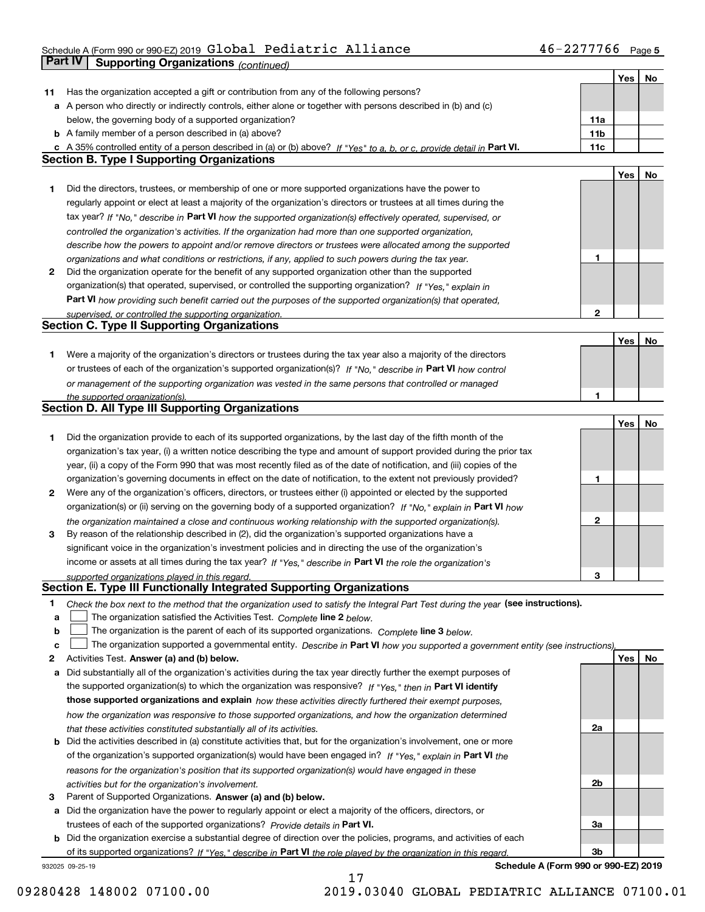Schedule A (Form 990 or 990-EZ) 2019 Global Pediatric Alliance 46-2277766 Page 5

## Part IV Supporting Organizations *(continued)*

| | | | Yes | No |
|---|---|---|---|---|
| **11** | Has the organization accepted a gift or contribution from any of the following persons? | | | |
| **a** | A person who directly or indirectly controls, either alone or together with persons described in (b) and (c) below, the governing body of a supported organization? | 11a | | |
| **b** | A family member of a person described in (a) above? | 11b | | |
| **c** | A 35% controlled entity of a person described in (a) or (b) above? *If "Yes" to a, b, or c, provide detail in* **Part VI.** | 11c | | |

### Section B. Type I Supporting Organizations

| | | | Yes | No |
|---|---|---|---|---|
| **1** | Did the directors, trustees, or membership of one or more supported organizations have the power to regularly appoint or elect at least a majority of the organization's directors or trustees at all times during the tax year? *If "No," describe in* **Part VI** *how the supported organization(s) effectively operated, supervised, or controlled the organization's activities. If the organization had more than one supported organization, describe how the powers to appoint and/or remove directors or trustees were allocated among the supported organizations and what conditions or restrictions, if any, applied to such powers during the tax year.* | 1 | | |
| **2** | Did the organization operate for the benefit of any supported organization other than the supported organization(s) that operated, supervised, or controlled the supporting organization? *If "Yes," explain in* **Part VI** *how providing such benefit carried out the purposes of the supported organization(s) that operated, supervised, or controlled the supporting organization.* | 2 | | |

### Section C. Type II Supporting Organizations

| | | | Yes | No |
|---|---|---|---|---|
| **1** | Were a majority of the organization's directors or trustees during the tax year also a majority of the directors or trustees of each of the organization's supported organization(s)? *If "No," describe in* **Part VI** *how control or management of the supporting organization was vested in the same persons that controlled or managed the supported organization(s).* | 1 | | |

### Section D. All Type III Supporting Organizations

| | | | Yes | No |
|---|---|---|---|---|
| **1** | Did the organization provide to each of its supported organizations, by the last day of the fifth month of the organization's tax year, (i) a written notice describing the type and amount of support provided during the prior tax year, (ii) a copy of the Form 990 that was most recently filed as of the date of notification, and (iii) copies of the organization's governing documents in effect on the date of notification, to the extent not previously provided? | 1 | | |
| **2** | Were any of the organization's officers, directors, or trustees either (i) appointed or elected by the supported organization(s) or (ii) serving on the governing body of a supported organization? *If "No," explain in* **Part VI** *how the organization maintained a close and continuous working relationship with the supported organization(s).* | 2 | | |
| **3** | By reason of the relationship described in (2), did the organization's supported organizations have a significant voice in the organization's investment policies and in directing the use of the organization's income or assets at all times during the tax year? *If "Yes," describe in* **Part VI** *the role the organization's supported organizations played in this regard.* | 3 | | |

### Section E. Type III Functionally Integrated Supporting Organizations

**1** *Check the box next to the method that the organization used to satisfy the Integral Part Test during the year* **(see instructions).**

- **a** ☐ The organization satisfied the Activities Test. *Complete* **line 2** *below.*
- **b** ☐ The organization is the parent of each of its supported organizations. *Complete* **line 3** *below.*
- **c** ☐ The organization supported a governmental entity. *Describe in* **Part VI** *how you supported a government entity (see instructions).*

| | | | Yes | No |
|---|---|---|---|---|
| **2** | Activities Test. **Answer (a) and (b) below.** | | | |
| **a** | Did substantially all of the organization's activities during the tax year directly further the exempt purposes of the supported organization(s) to which the organization was responsive? *If "Yes," then in* **Part VI identify those supported organizations and explain** *how these activities directly furthered their exempt purposes, how the organization was responsive to those supported organizations, and how the organization determined that these activities constituted substantially all of its activities.* | 2a | | |
| **b** | Did the activities described in (a) constitute activities that, but for the organization's involvement, one or more of the organization's supported organization(s) would have been engaged in? *If "Yes," explain in* **Part VI** *the reasons for the organization's position that its supported organization(s) would have engaged in these activities but for the organization's involvement.* | 2b | | |
| **3** | Parent of Supported Organizations. **Answer (a) and (b) below.** | | | |
| **a** | Did the organization have the power to regularly appoint or elect a majority of the officers, directors, or trustees of each of the supported organizations? *Provide details in* **Part VI.** | 3a | | |
| **b** | Did the organization exercise a substantial degree of direction over the policies, programs, and activities of each of its supported organizations? *If "Yes," describe in* **Part VI** *the role played by the organization in this regard.* | 3b | | |

932025 09-25-19 **Schedule A (Form 990 or 990-EZ) 2019**

09280428 148002 07100.00 2019.03040 GLOBAL PEDIATRIC ALLIANCE 07100.01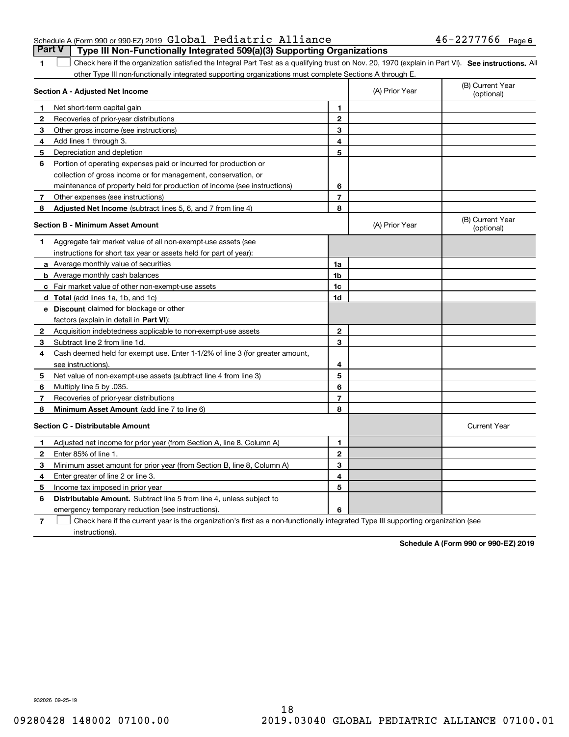Schedule A (Form 990 or 990-EZ) 2019 Global Pediatric Alliance 46-2277766 Page 6

## Part V Type III Non-Functionally Integrated 509(a)(3) Supporting Organizations

1 ☐ Check here if the organization satisfied the Integral Part Test as a qualifying trust on Nov. 20, 1970 (explain in Part VI). **See instructions.** All other Type III non-functionally integrated supporting organizations must complete Sections A through E.

| **Section A - Adjusted Net Income** | | (A) Prior Year | (B) Current Year (optional) |
|---|---|---|---|
| **1** Net short-term capital gain | 1 | | |
| **2** Recoveries of prior-year distributions | 2 | | |
| **3** Other gross income (see instructions) | 3 | | |
| **4** Add lines 1 through 3. | 4 | | |
| **5** Depreciation and depletion | 5 | | |
| **6** Portion of operating expenses paid or incurred for production or collection of gross income or for management, conservation, or maintenance of property held for production of income (see instructions) | 6 | | |
| **7** Other expenses (see instructions) | 7 | | |
| **8** **Adjusted Net Income** (subtract lines 5, 6, and 7 from line 4) | 8 | | |

| **Section B - Minimum Asset Amount** | | (A) Prior Year | (B) Current Year (optional) |
|---|---|---|---|
| **1** Aggregate fair market value of all non-exempt-use assets (see instructions for short tax year or assets held for part of year): | | | |
| **a** Average monthly value of securities | 1a | | |
| **b** Average monthly cash balances | 1b | | |
| **c** Fair market value of other non-exempt-use assets | 1c | | |
| **d** **Total** (add lines 1a, 1b, and 1c) | 1d | | |
| **e** **Discount** claimed for blockage or other factors (explain in detail in **Part VI**): | | | |
| **2** Acquisition indebtedness applicable to non-exempt-use assets | 2 | | |
| **3** Subtract line 2 from line 1d. | 3 | | |
| **4** Cash deemed held for exempt use. Enter 1-1/2% of line 3 (for greater amount, see instructions). | 4 | | |
| **5** Net value of non-exempt-use assets (subtract line 4 from line 3) | 5 | | |
| **6** Multiply line 5 by .035. | 6 | | |
| **7** Recoveries of prior-year distributions | 7 | | |
| **8** **Minimum Asset Amount** (add line 7 to line 6) | 8 | | |

| **Section C - Distributable Amount** | | | Current Year |
|---|---|---|---|
| **1** Adjusted net income for prior year (from Section A, line 8, Column A) | 1 | | |
| **2** Enter 85% of line 1. | 2 | | |
| **3** Minimum asset amount for prior year (from Section B, line 8, Column A) | 3 | | |
| **4** Enter greater of line 2 or line 3. | 4 | | |
| **5** Income tax imposed in prior year | 5 | | |
| **6** **Distributable Amount.** Subtract line 5 from line 4, unless subject to emergency temporary reduction (see instructions). | 6 | | |

7 ☐ Check here if the current year is the organization's first as a non-functionally integrated Type III supporting organization (see instructions).

**Schedule A (Form 990 or 990-EZ) 2019**

932026 09-25-19

09280428 148002 07100.00 2019.03040 GLOBAL PEDIATRIC ALLIANCE 07100.01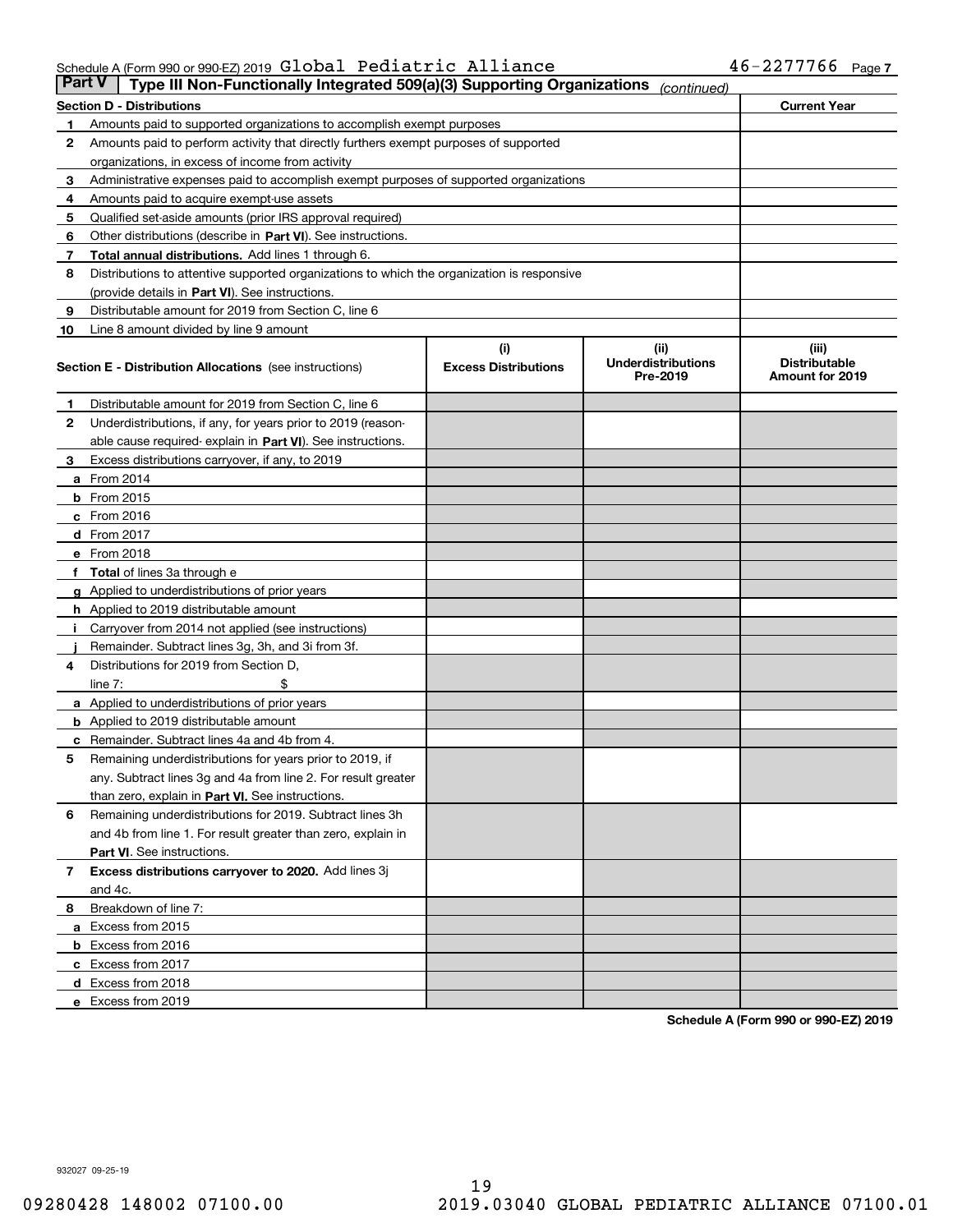Schedule A (Form 990 or 990-EZ) 2019 Global Pediatric Alliance 46-2277766 Page 7

## Part V Type III Non-Functionally Integrated 509(a)(3) Supporting Organizations *(continued)*

| Section D - Distributions | | Current Year |
|---|---|---|
| 1 | Amounts paid to supported organizations to accomplish exempt purposes | |
| 2 | Amounts paid to perform activity that directly furthers exempt purposes of supported organizations, in excess of income from activity | |
| 3 | Administrative expenses paid to accomplish exempt purposes of supported organizations | |
| 4 | Amounts paid to acquire exempt-use assets | |
| 5 | Qualified set-aside amounts (prior IRS approval required) | |
| 6 | Other distributions (describe in **Part VI**). See instructions. | |
| 7 | **Total annual distributions.** Add lines 1 through 6. | |
| 8 | Distributions to attentive supported organizations to which the organization is responsive (provide details in **Part VI**). See instructions. | |
| 9 | Distributable amount for 2019 from Section C, line 6 | |
| 10 | Line 8 amount divided by line 9 amount | |

| | Section E - Distribution Allocations (see instructions) | (i) Excess Distributions | (ii) Underdistributions Pre-2019 | (iii) Distributable Amount for 2019 |
|---|---|---|---|---|
| 1 | Distributable amount for 2019 from Section C, line 6 | | | |
| 2 | Underdistributions, if any, for years prior to 2019 (reasonable cause required- explain in **Part VI**). See instructions. | | | |
| 3 | Excess distributions carryover, if any, to 2019 | | | |
| a | From 2014 | | | |
| b | From 2015 | | | |
| c | From 2016 | | | |
| d | From 2017 | | | |
| e | From 2018 | | | |
| f | **Total** of lines 3a through e | | | |
| g | Applied to underdistributions of prior years | | | |
| h | Applied to 2019 distributable amount | | | |
| i | Carryover from 2014 not applied (see instructions) | | | |
| j | Remainder. Subtract lines 3g, 3h, and 3i from 3f. | | | |
| 4 | Distributions for 2019 from Section D, line 7: $ | | | |
| a | Applied to underdistributions of prior years | | | |
| b | Applied to 2019 distributable amount | | | |
| c | Remainder. Subtract lines 4a and 4b from 4. | | | |
| 5 | Remaining underdistributions for years prior to 2019, if any. Subtract lines 3g and 4a from line 2. For result greater than zero, explain in **Part VI.** See instructions. | | | |
| 6 | Remaining underdistributions for 2019. Subtract lines 3h and 4b from line 1. For result greater than zero, explain in **Part VI**. See instructions. | | | |
| 7 | **Excess distributions carryover to 2020.** Add lines 3j and 4c. | | | |
| 8 | Breakdown of line 7: | | | |
| a | Excess from 2015 | | | |
| b | Excess from 2016 | | | |
| c | Excess from 2017 | | | |
| d | Excess from 2018 | | | |
| e | Excess from 2019 | | | |

**Schedule A (Form 990 or 990-EZ) 2019**

932027 09-25-19

09280428 148002 07100.00 2019.03040 GLOBAL PEDIATRIC ALLIANCE 07100.01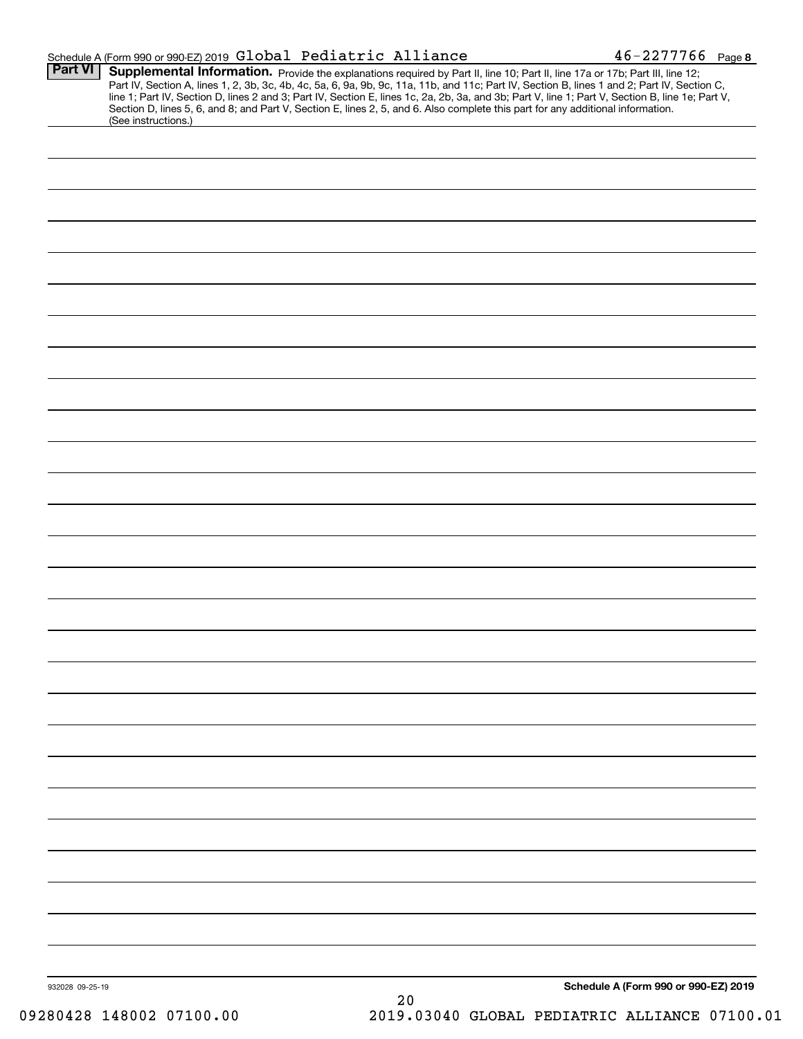Schedule A (Form 990 or 990-EZ) 2019 Global Pediatric Alliance 46-2277766 Page 8

**Part VI** **Supplemental Information.** Provide the explanations required by Part II, line 10; Part II, line 17a or 17b; Part III, line 12; Part IV, Section A, lines 1, 2, 3b, 3c, 4b, 4c, 5a, 6, 9a, 9b, 9c, 11a, 11b, and 11c; Part IV, Section B, lines 1 and 2; Part IV, Section C, line 1; Part IV, Section D, lines 2 and 3; Part IV, Section E, lines 1c, 2a, 2b, 3a, and 3b; Part V, line 1; Part V, Section B, line 1e; Part V, Section D, lines 5, 6, and 8; and Part V, Section E, lines 2, 5, and 6. Also complete this part for any additional information. (See instructions.)

932028 09-25-19

**Schedule A (Form 990 or 990-EZ) 2019**

09280428 148002 07100.00 2019.03040 GLOBAL PEDIATRIC ALLIANCE 07100.01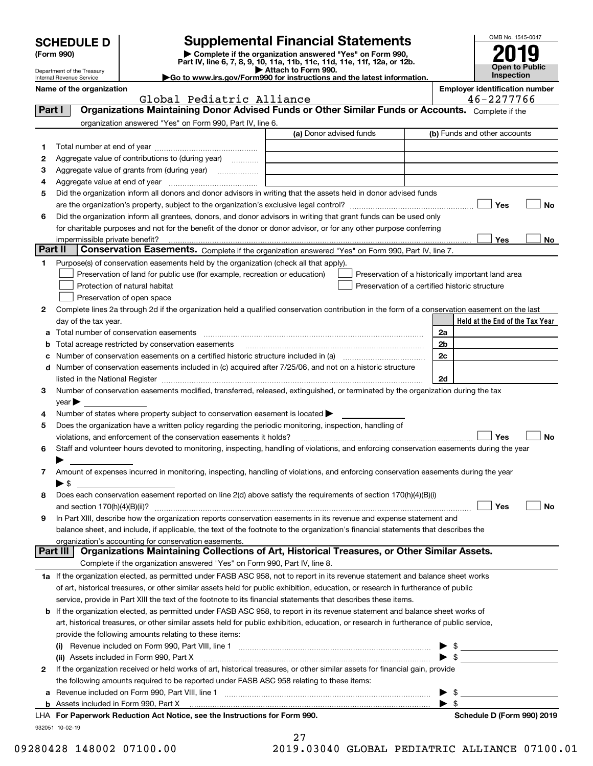# SCHEDULE D (Form 990)

Department of the Treasury
Internal Revenue Service

## Supplemental Financial Statements

▶ Complete if the organization answered "Yes" on Form 990, Part IV, line 6, 7, 8, 9, 10, 11a, 11b, 11c, 11d, 11e, 11f, 12a, or 12b.
▶ Attach to Form 990.
▶Go to www.irs.gov/Form990 for instructions and the latest information.

OMB No. 1545-0047
**2019**
**Open to Public Inspection**

**Name of the organization:** Global Pediatric Alliance
**Employer identification number:** 46-2277766

## Part I Organizations Maintaining Donor Advised Funds or Other Similar Funds or Accounts.

Complete if the organization answered "Yes" on Form 990, Part IV, line 6.

| | | (a) Donor advised funds | (b) Funds and other accounts |
|---|---|---|---|
| 1 | Total number at end of year | | |
| 2 | Aggregate value of contributions to (during year) | | |
| 3 | Aggregate value of grants from (during year) | | |
| 4 | Aggregate value at end of year | | |

5 Did the organization inform all donors and donor advisors in writing that the assets held in donor advised funds are the organization's property, subject to the organization's exclusive legal control? ☐ Yes ☐ No

6 Did the organization inform all grantees, donors, and donor advisors in writing that grant funds can be used only for charitable purposes and not for the benefit of the donor or donor advisor, or for any other purpose conferring impermissible private benefit? ☐ Yes ☐ No

## Part II Conservation Easements.

Complete if the organization answered "Yes" on Form 990, Part IV, line 7.

1 Purpose(s) of conservation easements held by the organization (check all that apply).

- ☐ Preservation of land for public use (for example, recreation or education)
- ☐ Protection of natural habitat
- ☐ Preservation of open space
- ☐ Preservation of a historically important land area
- ☐ Preservation of a certified historic structure

2 Complete lines 2a through 2d if the organization held a qualified conservation contribution in the form of a conservation easement on the last day of the tax year.

| | | | Held at the End of the Tax Year |
|---|---|---|---|
| a | Total number of conservation easements | 2a | |
| b | Total acreage restricted by conservation easements | 2b | |
| c | Number of conservation easements on a certified historic structure included in (a) | 2c | |
| d | Number of conservation easements included in (c) acquired after 7/25/06, and not on a historic structure listed in the National Register | 2d | |

3 Number of conservation easements modified, transferred, released, extinguished, or terminated by the organization during the tax year ▶

4 Number of states where property subject to conservation easement is located ▶

5 Does the organization have a written policy regarding the periodic monitoring, inspection, handling of violations, and enforcement of the conservation easements it holds? ☐ Yes ☐ No

6 Staff and volunteer hours devoted to monitoring, inspecting, handling of violations, and enforcing conservation easements during the year ▶

7 Amount of expenses incurred in monitoring, inspecting, handling of violations, and enforcing conservation easements during the year ▶ $

8 Does each conservation easement reported on line 2(d) above satisfy the requirements of section 170(h)(4)(B)(i) and section 170(h)(4)(B)(ii)? ☐ Yes ☐ No

9 In Part XIII, describe how the organization reports conservation easements in its revenue and expense statement and balance sheet, and include, if applicable, the text of the footnote to the organization's financial statements that describes the organization's accounting for conservation easements.

## Part III Organizations Maintaining Collections of Art, Historical Treasures, or Other Similar Assets.

Complete if the organization answered "Yes" on Form 990, Part IV, line 8.

1a If the organization elected, as permitted under FASB ASC 958, not to report in its revenue statement and balance sheet works of art, historical treasures, or other similar assets held for public exhibition, education, or research in furtherance of public service, provide in Part XIII the text of the footnote to its financial statements that describes these items.

b If the organization elected, as permitted under FASB ASC 958, to report in its revenue statement and balance sheet works of art, historical treasures, or other similar assets held for public exhibition, education, or research in furtherance of public service, provide the following amounts relating to these items:

(i) Revenue included on Form 990, Part VIII, line 1 ▶ $

(ii) Assets included in Form 990, Part X ▶ $

2 If the organization received or held works of art, historical treasures, or other similar assets for financial gain, provide the following amounts required to be reported under FASB ASC 958 relating to these items:

a Revenue included on Form 990, Part VIII, line 1 ▶ $

b Assets included in Form 990, Part X ▶ $

LHA **For Paperwork Reduction Act Notice, see the Instructions for Form 990.** **Schedule D (Form 990) 2019**

932051 10-02-19

09280428 148002 07100.00 2019.03040 GLOBAL PEDIATRIC ALLIANCE 07100.01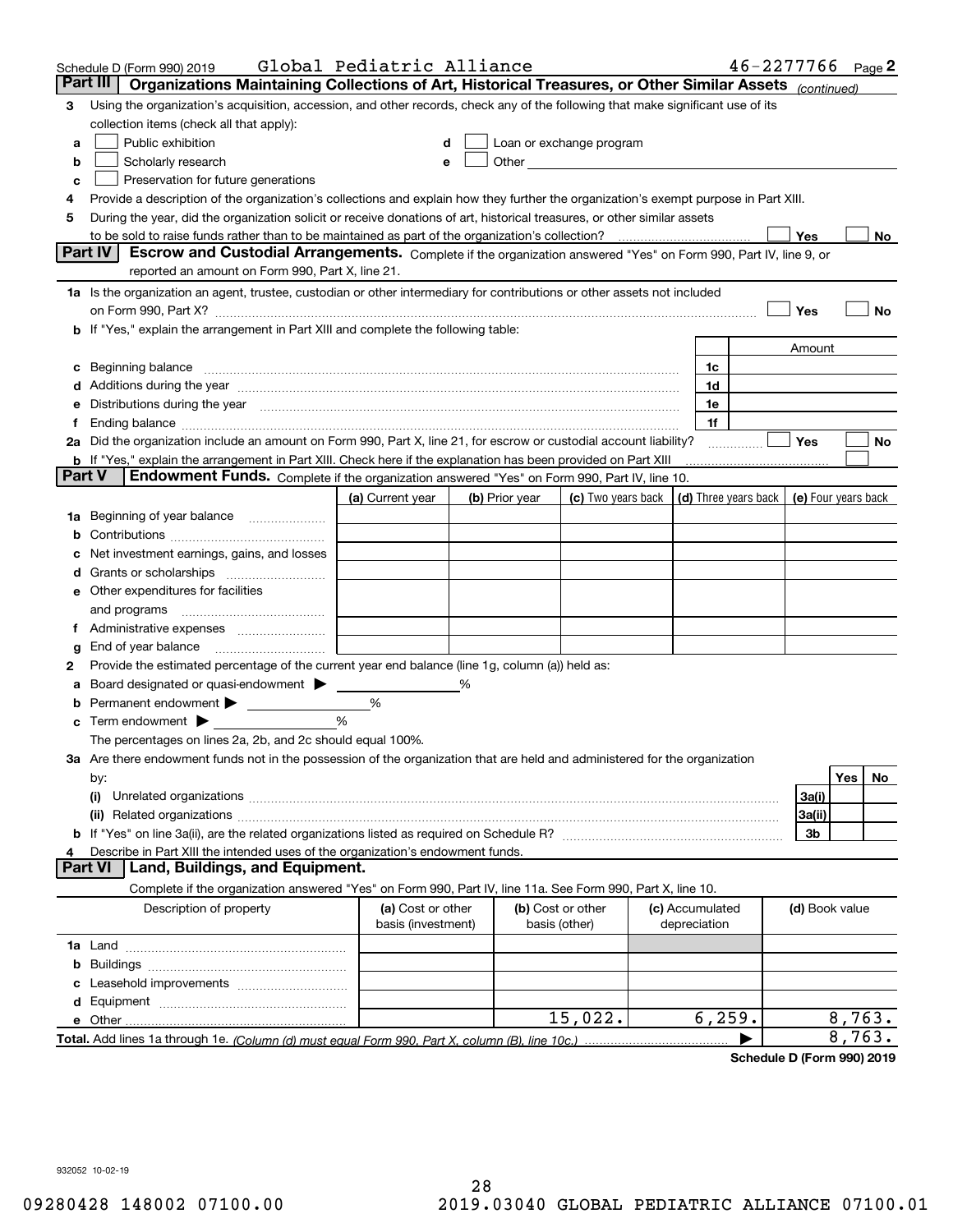Schedule D (Form 990) 2019 Global Pediatric Alliance 46-2277766 Page 2

## Part III Organizations Maintaining Collections of Art, Historical Treasures, or Other Similar Assets *(continued)*

3 Using the organization's acquisition, accession, and other records, check any of the following that make significant use of its collection items (check all that apply):

- a ☐ Public exhibition
- b ☐ Scholarly research
- c ☐ Preservation for future generations
- d ☐ Loan or exchange program
- e ☐ Other

4 Provide a description of the organization's collections and explain how they further the organization's exempt purpose in Part XIII.

5 During the year, did the organization solicit or receive donations of art, historical treasures, or other similar assets to be sold to raise funds rather than to be maintained as part of the organization's collection? ☐ Yes ☐ No

## Part IV Escrow and Custodial Arrangements.

Complete if the organization answered "Yes" on Form 990, Part IV, line 9, or reported an amount on Form 990, Part X, line 21.

1a Is the organization an agent, trustee, custodian or other intermediary for contributions or other assets not included on Form 990, Part X? ☐ Yes ☐ No

b If "Yes," explain the arrangement in Part XIII and complete the following table:

| | | Amount |
|---|---|---|
| c Beginning balance | 1c | |
| d Additions during the year | 1d | |
| e Distributions during the year | 1e | |
| f Ending balance | 1f | |

2a Did the organization include an amount on Form 990, Part X, line 21, for escrow or custodial account liability? ☐ Yes ☐ No

b If "Yes," explain the arrangement in Part XIII. Check here if the explanation has been provided on Part XIII ☐

## Part V Endowment Funds.

Complete if the organization answered "Yes" on Form 990, Part IV, line 10.

| | (a) Current year | (b) Prior year | (c) Two years back | (d) Three years back | (e) Four years back |
|---|---|---|---|---|---|
| 1a Beginning of year balance | | | | | |
| b Contributions | | | | | |
| c Net investment earnings, gains, and losses | | | | | |
| d Grants or scholarships | | | | | |
| e Other expenditures for facilities and programs | | | | | |
| f Administrative expenses | | | | | |
| g End of year balance | | | | | |

2 Provide the estimated percentage of the current year end balance (line 1g, column (a)) held as:

a Board designated or quasi-endowment ▶ ______ %

b Permanent endowment ▶ ______ %

c Term endowment ▶ ______ %

The percentages on lines 2a, 2b, and 2c should equal 100%.

3a Are there endowment funds not in the possession of the organization that are held and administered for the organization by:

| | | Yes | No |
|---|---|---|---|
| (i) Unrelated organizations | 3a(i) | | |
| (ii) Related organizations | 3a(ii) | | |
| b If "Yes" on line 3a(ii), are the related organizations listed as required on Schedule R? | 3b | | |

4 Describe in Part XIII the intended uses of the organization's endowment funds.

## Part VI Land, Buildings, and Equipment.

Complete if the organization answered "Yes" on Form 990, Part IV, line 11a. See Form 990, Part X, line 10.

| Description of property | (a) Cost or other basis (investment) | (b) Cost or other basis (other) | (c) Accumulated depreciation | (d) Book value |
|---|---|---|---|---|
| 1a Land | | | | |
| b Buildings | | | | |
| c Leasehold improvements | | | | |
| d Equipment | | | | |
| e Other | | 15,022. | 6,259. | 8,763. |
| **Total.** Add lines 1a through 1e. *(Column (d) must equal Form 990, Part X, column (B), line 10c.)* | | | ▶ | 8,763. |

**Schedule D (Form 990) 2019**

932052 10-02-19

09280428 148002 07100.00 2019.03040 GLOBAL PEDIATRIC ALLIANCE 07100.01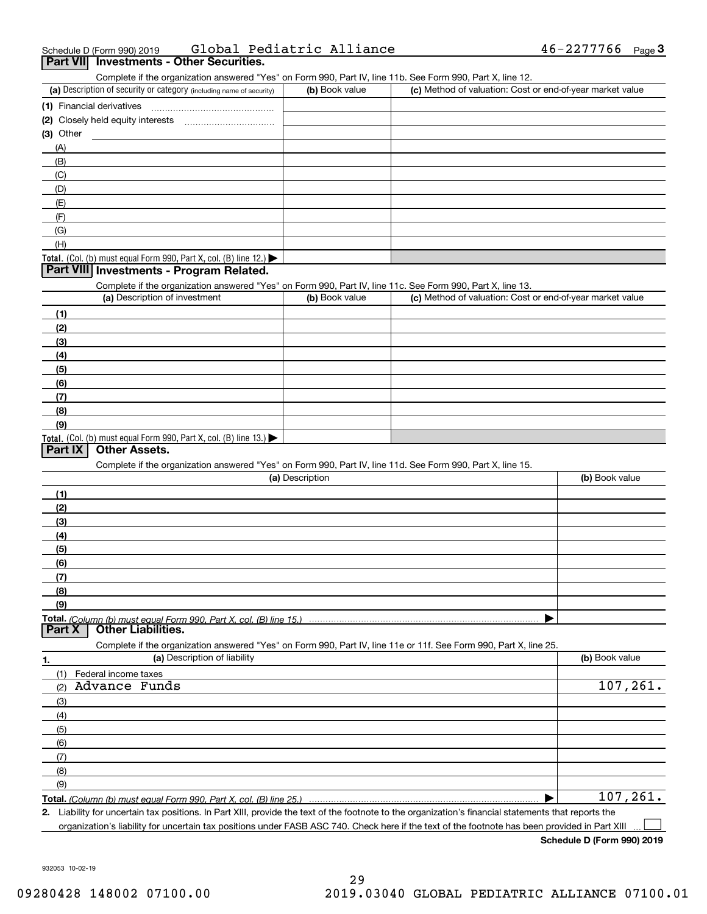Schedule D (Form 990) 2019 Global Pediatric Alliance 46-2277766

## Part VII Investments - Other Securities.

Complete if the organization answered "Yes" on Form 990, Part IV, line 11b. See Form 990, Part X, line 12.

| (a) Description of security or category (including name of security) | (b) Book value | (c) Method of valuation: Cost or end-of-year market value |
|---|---|---|
| (1) Financial derivatives | | |
| (2) Closely held equity interests | | |
| (3) Other | | |
| (A) | | |
| (B) | | |
| (C) | | |
| (D) | | |
| (E) | | |
| (F) | | |
| (G) | | |
| (H) | | |
| **Total.** (Col. (b) must equal Form 990, Part X, col. (B) line 12.) | | |

## Part VIII Investments - Program Related.

Complete if the organization answered "Yes" on Form 990, Part IV, line 11c. See Form 990, Part X, line 13.

| (a) Description of investment | (b) Book value | (c) Method of valuation: Cost or end-of-year market value |
|---|---|---|
| (1) | | |
| (2) | | |
| (3) | | |
| (4) | | |
| (5) | | |
| (6) | | |
| (7) | | |
| (8) | | |
| (9) | | |
| **Total.** (Col. (b) must equal Form 990, Part X, col. (B) line 13.) | | |

## Part IX Other Assets.

Complete if the organization answered "Yes" on Form 990, Part IV, line 11d. See Form 990, Part X, line 15.

| (a) Description | (b) Book value |
|---|---|
| (1) | |
| (2) | |
| (3) | |
| (4) | |
| (5) | |
| (6) | |
| (7) | |
| (8) | |
| (9) | |
| **Total.** *(Column (b) must equal Form 990, Part X, col. (B) line 15.)* | |

## Part X Other Liabilities.

Complete if the organization answered "Yes" on Form 990, Part IV, line 11e or 11f. See Form 990, Part X, line 25.

| 1. (a) Description of liability | (b) Book value |
|---|---|
| (1) Federal income taxes | |
| (2) Advance Funds | 107,261. |
| (3) | |
| (4) | |
| (5) | |
| (6) | |
| (7) | |
| (8) | |
| (9) | |
| **Total.** *(Column (b) must equal Form 990, Part X, col. (B) line 25.)* | 107,261. |

**2.** Liability for uncertain tax positions. In Part XIII, provide the text of the footnote to the organization's financial statements that reports the organization's liability for uncertain tax positions under FASB ASC 740. Check here if the text of the footnote has been provided in Part XIII ☐

**Schedule D (Form 990) 2019**

932053 10-02-19

09280428 148002 07100.00 2019.03040 GLOBAL PEDIATRIC ALLIANCE 07100.01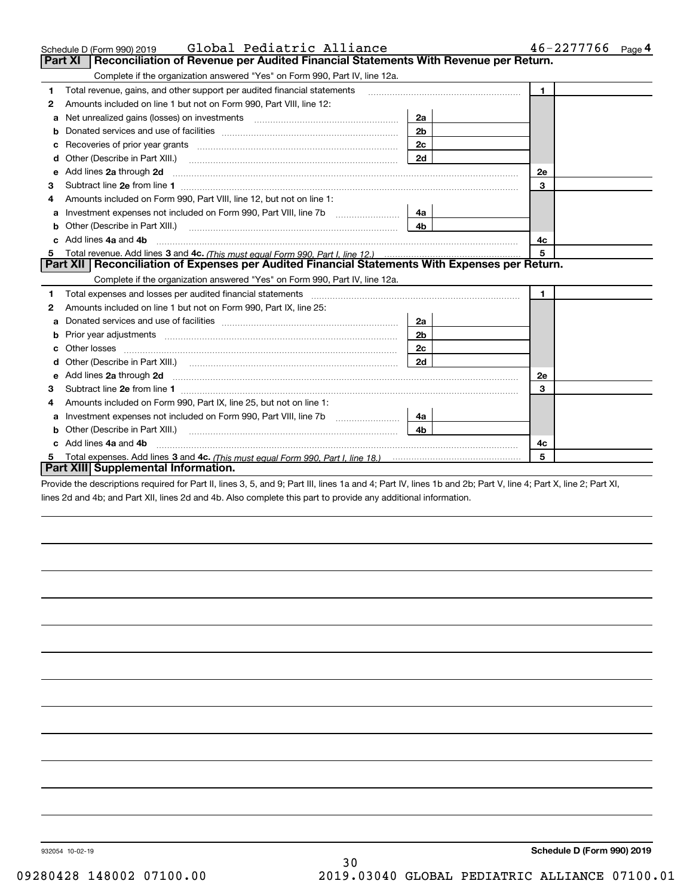Schedule D (Form 990) 2019 Global Pediatric Alliance 46-2277766 Page 4

## Part XI Reconciliation of Revenue per Audited Financial Statements With Revenue per Return.

Complete if the organization answered "Yes" on Form 990, Part IV, line 12a.

| | | | | | |
|---|---|---|---|---|---|
| 1 | Total revenue, gains, and other support per audited financial statements | | | 1 | |
| 2 | Amounts included on line 1 but not on Form 990, Part VIII, line 12: | | | | |
| a | Net unrealized gains (losses) on investments | 2a | | | |
| b | Donated services and use of facilities | 2b | | | |
| c | Recoveries of prior year grants | 2c | | | |
| d | Other (Describe in Part XIII.) | 2d | | | |
| e | Add lines **2a** through **2d** | | | 2e | |
| 3 | Subtract line **2e** from line **1** | | | 3 | |
| 4 | Amounts included on Form 990, Part VIII, line 12, but not on line 1: | | | | |
| a | Investment expenses not included on Form 990, Part VIII, line 7b | 4a | | | |
| b | Other (Describe in Part XIII.) | 4b | | | |
| c | Add lines **4a** and **4b** | | | 4c | |
| 5 | Total revenue. Add lines **3** and **4c.** *(This must equal Form 990, Part I, line 12.)* | | | 5 | |

## Part XII Reconciliation of Expenses per Audited Financial Statements With Expenses per Return.

Complete if the organization answered "Yes" on Form 990, Part IV, line 12a.

| | | | | | |
|---|---|---|---|---|---|
| 1 | Total expenses and losses per audited financial statements | | | 1 | |
| 2 | Amounts included on line 1 but not on Form 990, Part IX, line 25: | | | | |
| a | Donated services and use of facilities | 2a | | | |
| b | Prior year adjustments | 2b | | | |
| c | Other losses | 2c | | | |
| d | Other (Describe in Part XIII.) | 2d | | | |
| e | Add lines **2a** through **2d** | | | 2e | |
| 3 | Subtract line **2e** from line **1** | | | 3 | |
| 4 | Amounts included on Form 990, Part IX, line 25, but not on line 1: | | | | |
| a | Investment expenses not included on Form 990, Part VIII, line 7b | 4a | | | |
| b | Other (Describe in Part XIII.) | 4b | | | |
| c | Add lines **4a** and **4b** | | | 4c | |
| 5 | Total expenses. Add lines **3** and **4c.** *(This must equal Form 990, Part I, line 18.)* | | | 5 | |

## Part XIII Supplemental Information.

Provide the descriptions required for Part II, lines 3, 5, and 9; Part III, lines 1a and 4; Part IV, lines 1b and 2b; Part V, line 4; Part X, line 2; Part XI, lines 2d and 4b; and Part XII, lines 2d and 4b. Also complete this part to provide any additional information.

932054 10-02-19

**Schedule D (Form 990) 2019**

09280428 148002 07100.00 2019.03040 GLOBAL PEDIATRIC ALLIANCE 07100.01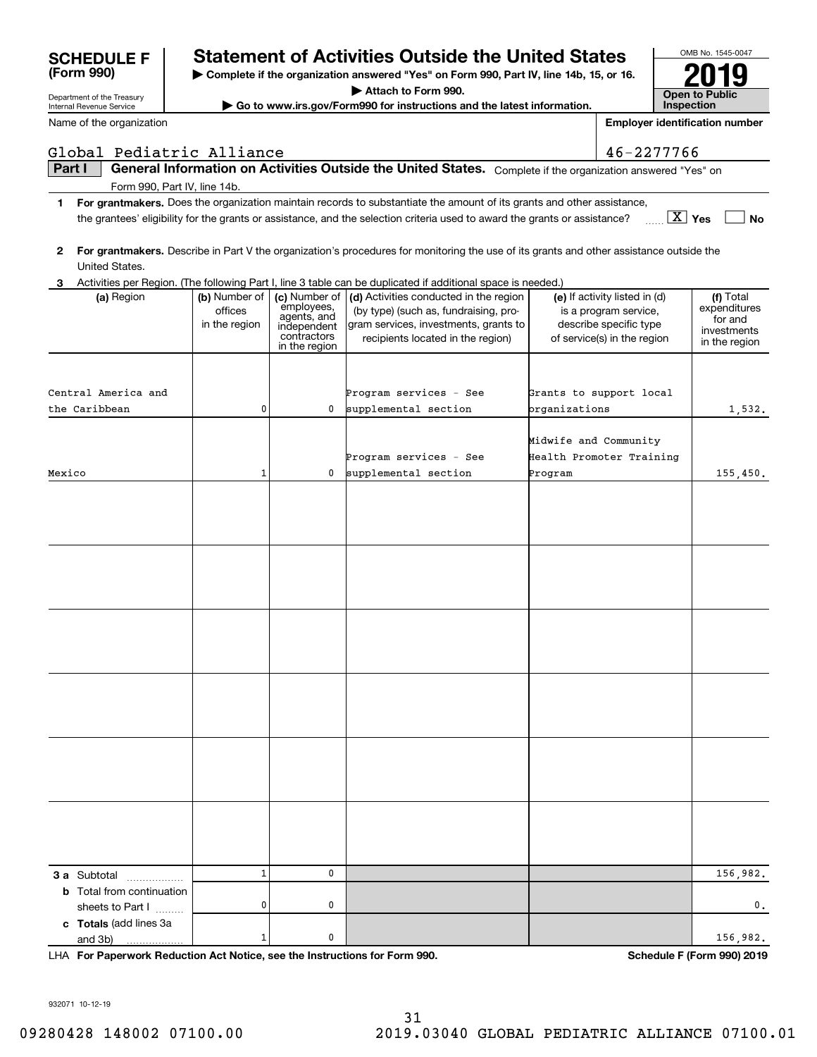# SCHEDULE F (Form 990)

Department of the Treasury
Internal Revenue Service

## Statement of Activities Outside the United States

▶ Complete if the organization answered "Yes" on Form 990, Part IV, line 14b, 15, or 16.
▶ Attach to Form 990.
▶ Go to www.irs.gov/Form990 for instructions and the latest information.

OMB No. 1545-0047

**2019**

**Open to Public Inspection**

Name of the organization: Global Pediatric Alliance

Employer identification number: 46-2277766

**Part I — General Information on Activities Outside the United States.** Complete if the organization answered "Yes" on Form 990, Part IV, line 14b.

1. **For grantmakers.** Does the organization maintain records to substantiate the amount of its grants and other assistance, the grantees' eligibility for the grants or assistance, and the selection criteria used to award the grants or assistance? [X] Yes [ ] No

2. **For grantmakers.** Describe in Part V the organization's procedures for monitoring the use of its grants and other assistance outside the United States.

3. Activities per Region. (The following Part I, line 3 table can be duplicated if additional space is needed.)

| (a) Region | (b) Number of offices in the region | (c) Number of employees, agents, and independent contractors in the region | (d) Activities conducted in the region (by type) (such as, fundraising, program services, investments, grants to recipients located in the region) | (e) If activity listed in (d) is a program service, describe specific type of service(s) in the region | (f) Total expenditures for and investments in the region |
|---|---|---|---|---|---|
| Central America and the Caribbean | 0 | 0 | Program services - See supplemental section | Grants to support local organizations | 1,532. |
| Mexico | 1 | 0 | Program services - See supplemental section | Midwife and Community Health Promoter Training Program | 155,450. |
| | | | | | |
| | | | | | |
| | | | | | |
| | | | | | |
| | | | | | |
| | | | | | |
| **3 a** Subtotal | 1 | 0 | | | 156,982. |
| **b** Total from continuation sheets to Part I | 0 | 0 | | | 0. |
| **c Totals** (add lines 3a and 3b) | 1 | 0 | | | 156,982. |

LHA **For Paperwork Reduction Act Notice, see the Instructions for Form 990.** **Schedule F (Form 990) 2019**

932071 10-12-19

09280428 148002 07100.00 2019.03040 GLOBAL PEDIATRIC ALLIANCE 07100.01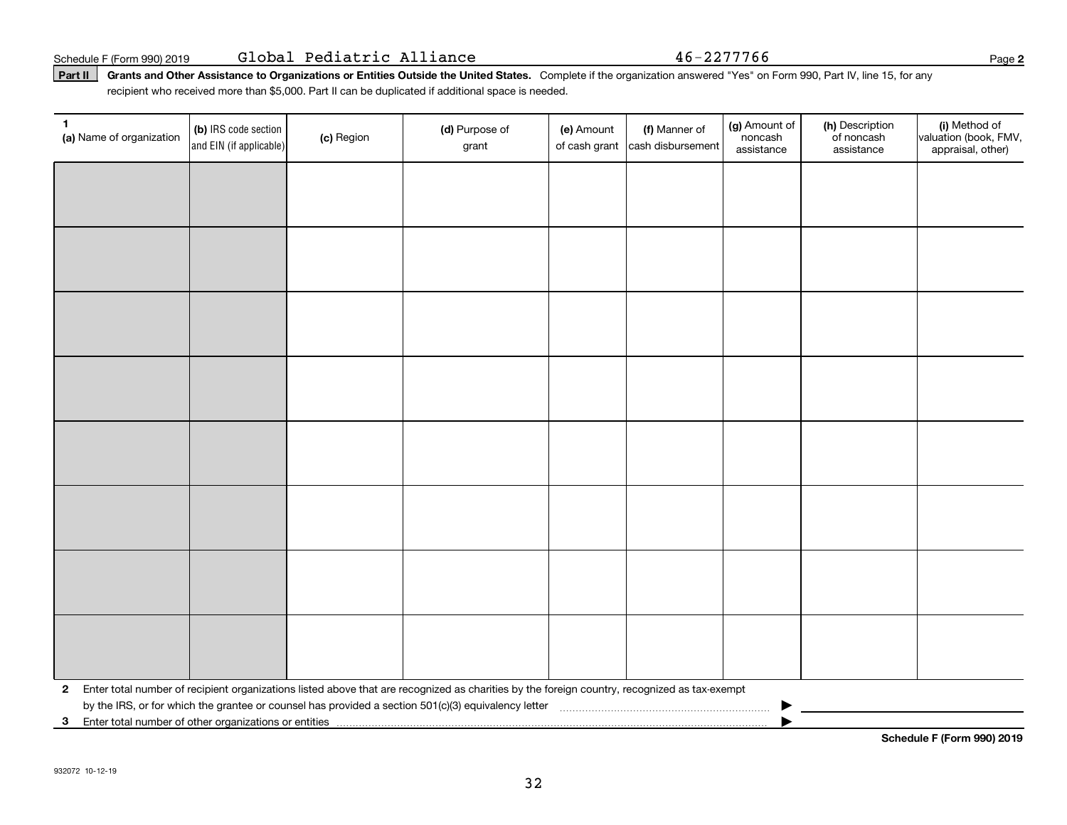Schedule F (Form 990) 2019 Global Pediatric Alliance 46-2277766

**Part II** **Grants and Other Assistance to Organizations or Entities Outside the United States.** Complete if the organization answered "Yes" on Form 990, Part IV, line 15, for any recipient who received more than $5,000. Part II can be duplicated if additional space is needed.

| 1 (a) Name of organization | (b) IRS code section and EIN (if applicable) | (c) Region | (d) Purpose of grant | (e) Amount of cash grant | (f) Manner of cash disbursement | (g) Amount of noncash assistance | (h) Description of noncash assistance | (i) Method of valuation (book, FMV, appraisal, other) |
|---|---|---|---|---|---|---|---|---|
| | | | | | | | | |
| | | | | | | | | |
| | | | | | | | | |
| | | | | | | | | |
| | | | | | | | | |
| | | | | | | | | |
| | | | | | | | | |
| | | | | | | | | |

**2** Enter total number of recipient organizations listed above that are recognized as charities by the foreign country, recognized as tax-exempt by the IRS, or for which the grantee or counsel has provided a section 501(c)(3) equivalency letter ▶

**3** Enter total number of other organizations or entities ▶

**Schedule F (Form 990) 2019**

932072 10-12-19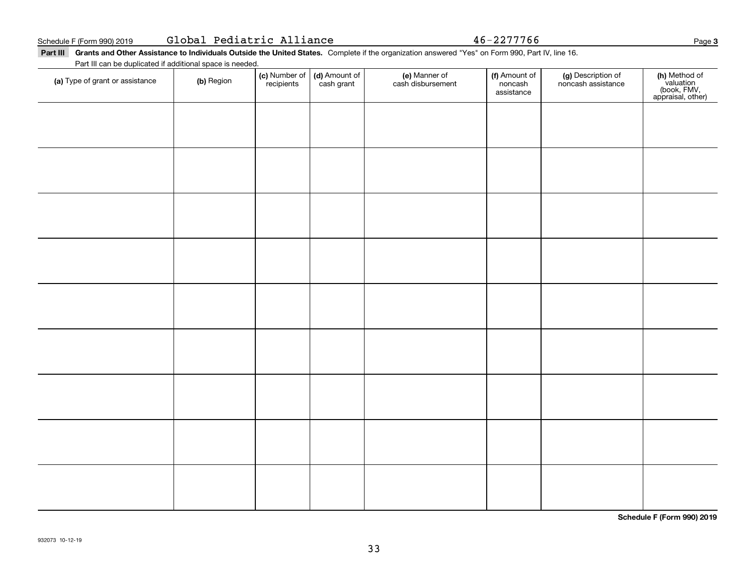Schedule F (Form 990) 2019 Global Pediatric Alliance 46-2277766

**Part III Grants and Other Assistance to Individuals Outside the United States.** Complete if the organization answered "Yes" on Form 990, Part IV, line 16.

Part III can be duplicated if additional space is needed.

| (a) Type of grant or assistance | (b) Region | (c) Number of recipients | (d) Amount of cash grant | (e) Manner of cash disbursement | (f) Amount of noncash assistance | (g) Description of noncash assistance | (h) Method of valuation (book, FMV, appraisal, other) |
|---|---|---|---|---|---|---|---|
| | | | | | | | |
| | | | | | | | |
| | | | | | | | |
| | | | | | | | |
| | | | | | | | |
| | | | | | | | |
| | | | | | | | |
| | | | | | | | |
| | | | | | | | |

**Schedule F (Form 990) 2019**

932073 10-12-19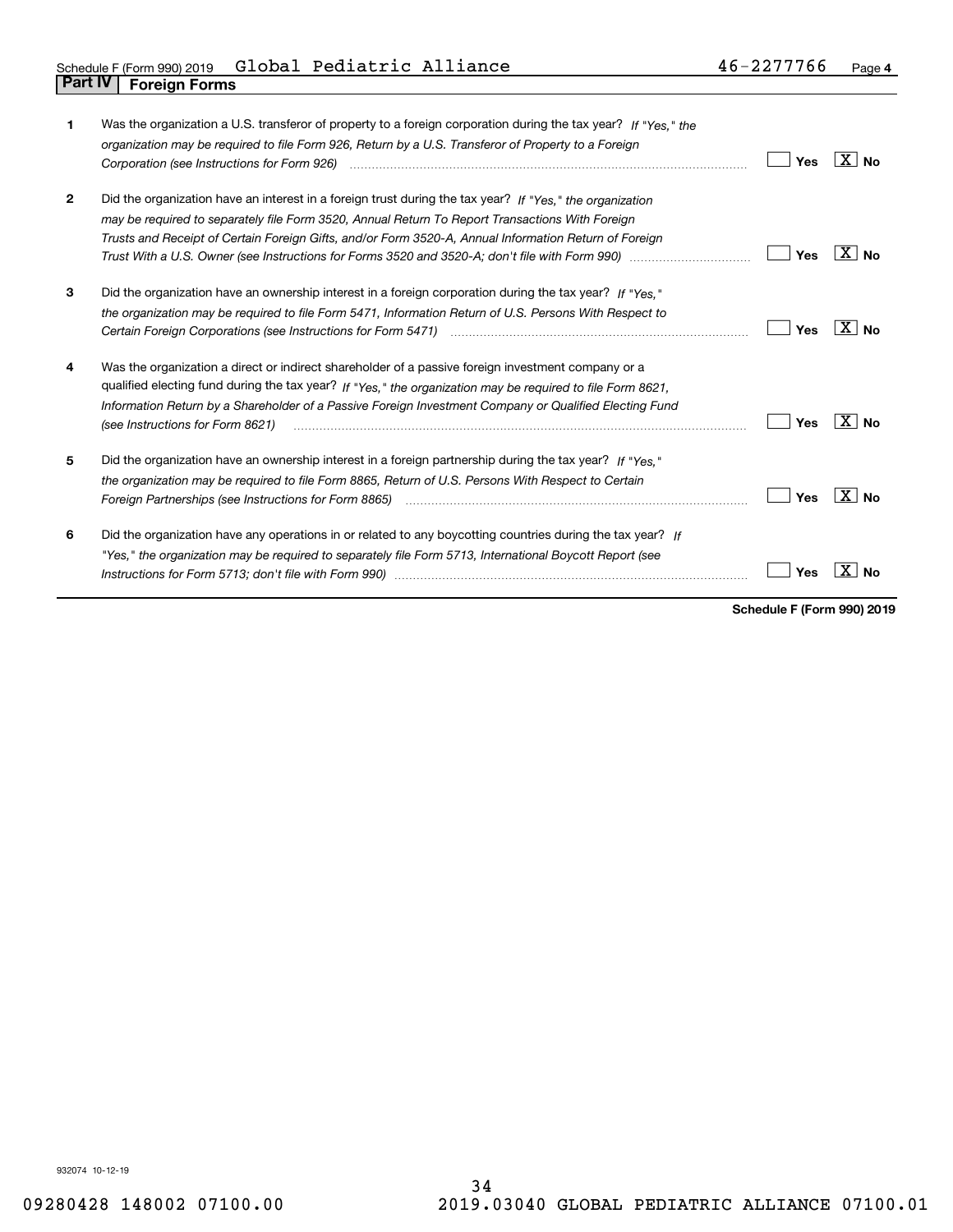Schedule F (Form 990) 2019 Global Pediatric Alliance 46-2277766 Page **4**

## Part IV Foreign Forms

| | | Yes | No |
|---|---|---|---|
| **1** | Was the organization a U.S. transferor of property to a foreign corporation during the tax year? *If "Yes," the organization may be required to file Form 926, Return by a U.S. Transferor of Property to a Foreign Corporation (see Instructions for Form 926)* | | X |
| **2** | Did the organization have an interest in a foreign trust during the tax year? *If "Yes," the organization may be required to separately file Form 3520, Annual Return To Report Transactions With Foreign Trusts and Receipt of Certain Foreign Gifts, and/or Form 3520-A, Annual Information Return of Foreign Trust With a U.S. Owner (see Instructions for Forms 3520 and 3520-A; don't file with Form 990)* | | X |
| **3** | Did the organization have an ownership interest in a foreign corporation during the tax year? *If "Yes," the organization may be required to file Form 5471, Information Return of U.S. Persons With Respect to Certain Foreign Corporations (see Instructions for Form 5471)* | | X |
| **4** | Was the organization a direct or indirect shareholder of a passive foreign investment company or a qualified electing fund during the tax year? *If "Yes," the organization may be required to file Form 8621, Information Return by a Shareholder of a Passive Foreign Investment Company or Qualified Electing Fund (see Instructions for Form 8621)* | | X |
| **5** | Did the organization have an ownership interest in a foreign partnership during the tax year? *If "Yes," the organization may be required to file Form 8865, Return of U.S. Persons With Respect to Certain Foreign Partnerships (see Instructions for Form 8865)* | | X |
| **6** | Did the organization have any operations in or related to any boycotting countries during the tax year? *If "Yes," the organization may be required to separately file Form 5713, International Boycott Report (see Instructions for Form 5713; don't file with Form 990)* | | X |

**Schedule F (Form 990) 2019**

932074 10-12-19

09280428 148002 07100.00 2019.03040 GLOBAL PEDIATRIC ALLIANCE 07100.01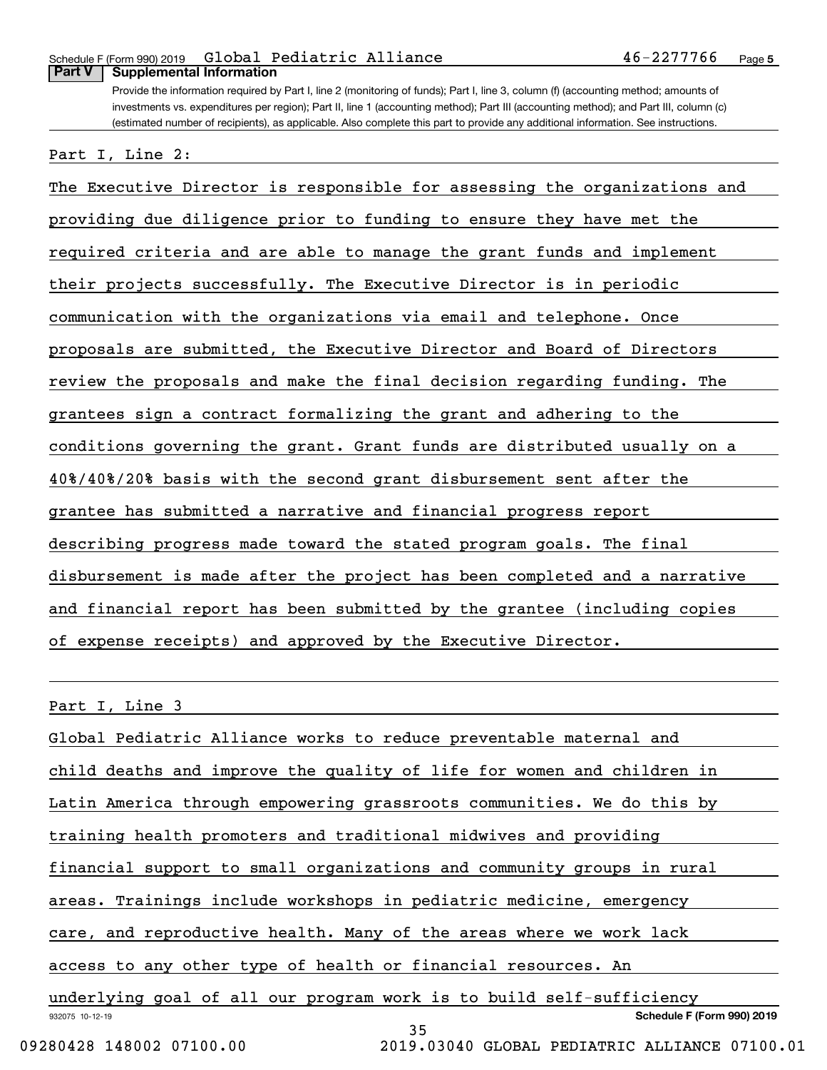Schedule F (Form 990) 2019 Global Pediatric Alliance 46-2277766 Page 5

**Part V | Supplemental Information**

Provide the information required by Part I, line 2 (monitoring of funds); Part I, line 3, column (f) (accounting method; amounts of investments vs. expenditures per region); Part II, line 1 (accounting method); Part III (accounting method); and Part III, column (c) (estimated number of recipients), as applicable. Also complete this part to provide any additional information. See instructions.

Part I, Line 2:

The Executive Director is responsible for assessing the organizations and providing due diligence prior to funding to ensure they have met the required criteria and are able to manage the grant funds and implement their projects successfully. The Executive Director is in periodic communication with the organizations via email and telephone. Once proposals are submitted, the Executive Director and Board of Directors review the proposals and make the final decision regarding funding. The grantees sign a contract formalizing the grant and adhering to the conditions governing the grant. Grant funds are distributed usually on a 40%/40%/20% basis with the second grant disbursement sent after the grantee has submitted a narrative and financial progress report describing progress made toward the stated program goals. The final disbursement is made after the project has been completed and a narrative and financial report has been submitted by the grantee (including copies of expense receipts) and approved by the Executive Director.

Part I, Line 3

Global Pediatric Alliance works to reduce preventable maternal and child deaths and improve the quality of life for women and children in Latin America through empowering grassroots communities. We do this by training health promoters and traditional midwives and providing financial support to small organizations and community groups in rural areas. Trainings include workshops in pediatric medicine, emergency care, and reproductive health. Many of the areas where we work lack access to any other type of health or financial resources. An underlying goal of all our program work is to build self-sufficiency

932075 10-12-19 Schedule F (Form 990) 2019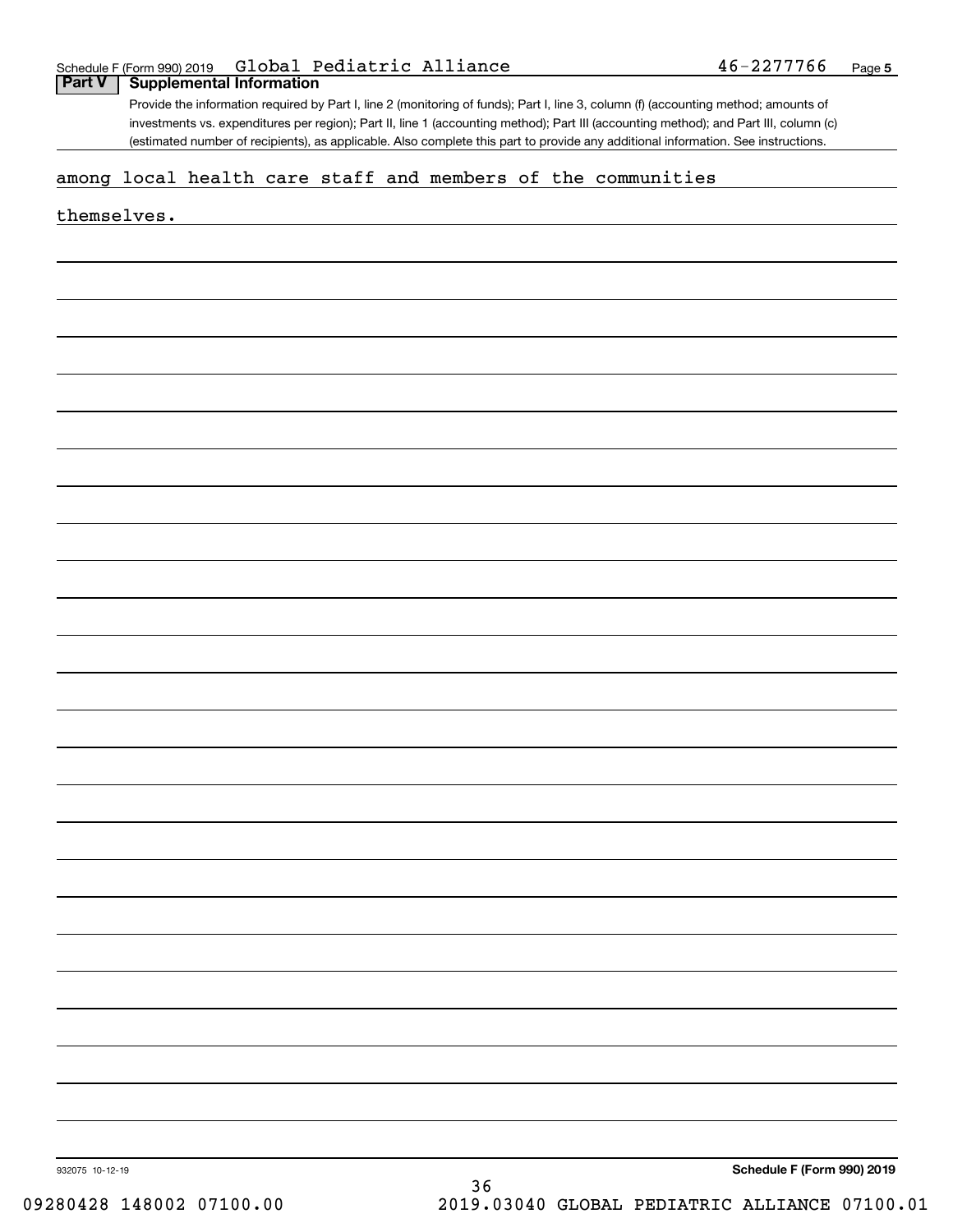**Part V | Supplemental Information**

Provide the information required by Part I, line 2 (monitoring of funds); Part I, line 3, column (f) (accounting method; amounts of investments vs. expenditures per region); Part II, line 1 (accounting method); Part III (accounting method); and Part III, column (c) (estimated number of recipients), as applicable. Also complete this part to provide any additional information. See instructions.

among local health care staff and members of the communities

themselves.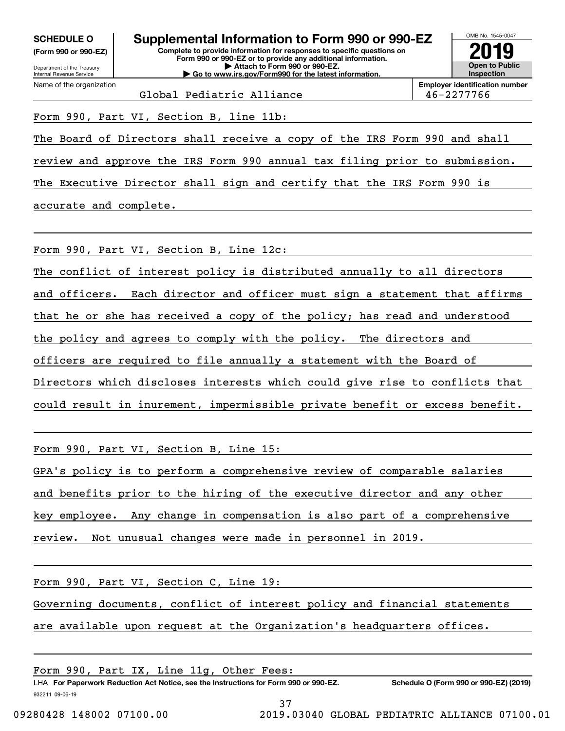**SCHEDULE O**
**(Form 990 or 990-EZ)**

Department of the Treasury
Internal Revenue Service

# Supplemental Information to Form 990 or 990-EZ

**Complete to provide information for responses to specific questions on Form 990 or 990-EZ or to provide any additional information.**
**▶ Attach to Form 990 or 990-EZ.**
**▶ Go to www.irs.gov/Form990 for the latest information.**

OMB No. 1545-0047
**2019**
**Open to Public Inspection**

| Name of the organization | Employer identification number |
|---|---|
| Global Pediatric Alliance | 46-2277766 |

Form 990, Part VI, Section B, line 11b:

The Board of Directors shall receive a copy of the IRS Form 990 and shall review and approve the IRS Form 990 annual tax filing prior to submission. The Executive Director shall sign and certify that the IRS Form 990 is accurate and complete.

Form 990, Part VI, Section B, Line 12c:

The conflict of interest policy is distributed annually to all directors and officers. Each director and officer must sign a statement that affirms that he or she has received a copy of the policy; has read and understood the policy and agrees to comply with the policy. The directors and officers are required to file annually a statement with the Board of Directors which discloses interests which could give rise to conflicts that could result in inurement, impermissible private benefit or excess benefit.

Form 990, Part VI, Section B, Line 15:

GPA's policy is to perform a comprehensive review of comparable salaries and benefits prior to the hiring of the executive director and any other key employee. Any change in compensation is also part of a comprehensive review. Not unusual changes were made in personnel in 2019.

Form 990, Part VI, Section C, Line 19:

Governing documents, conflict of interest policy and financial statements are available upon request at the Organization's headquarters offices.

Form 990, Part IX, Line 11g, Other Fees:

LHA **For Paperwork Reduction Act Notice, see the Instructions for Form 990 or 990-EZ.** **Schedule O (Form 990 or 990-EZ) (2019)**
932211 09-06-19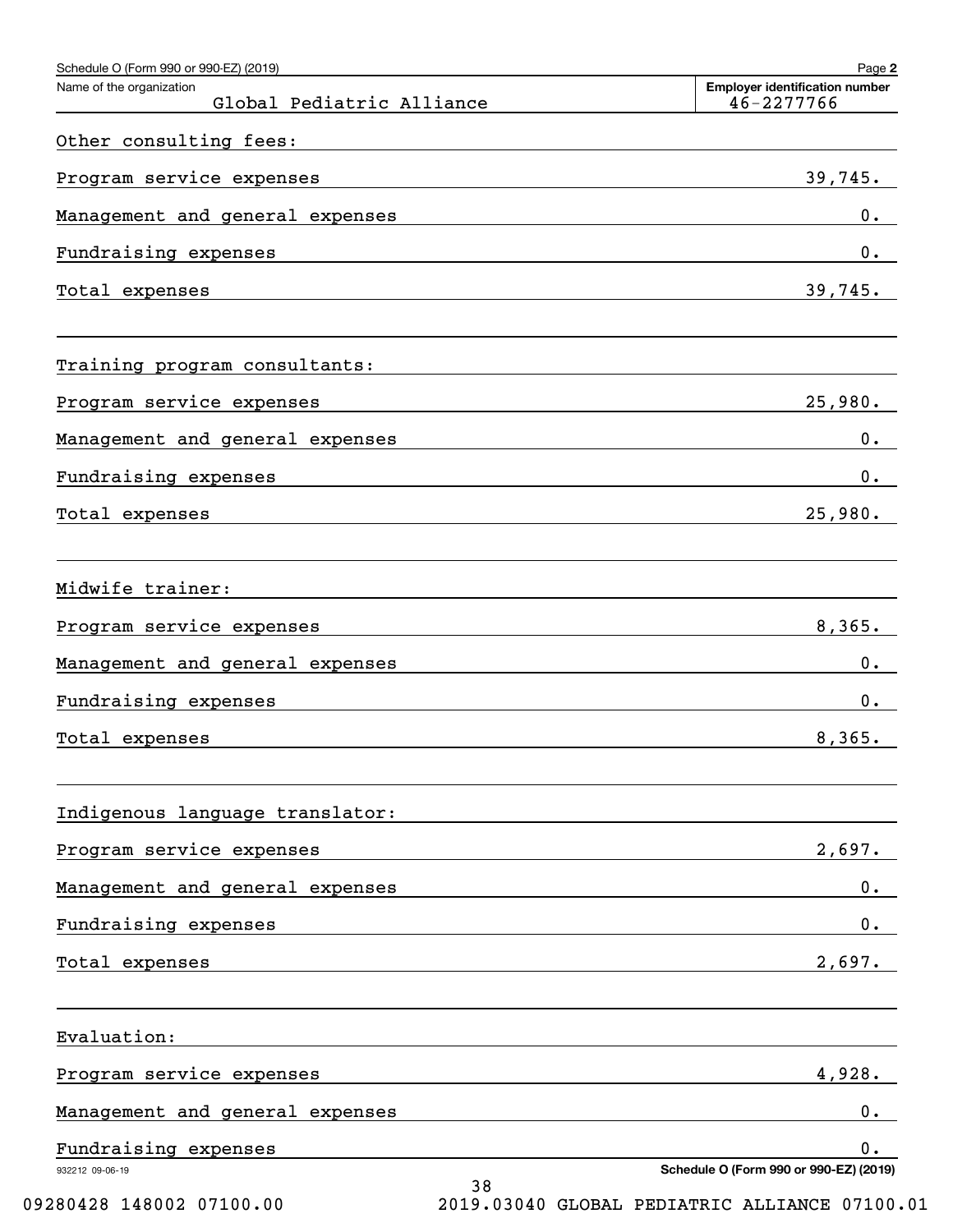Schedule O (Form 990 or 990-EZ) (2019)

| Name of the organization | Employer identification number |
| --- | --- |
| Global Pediatric Alliance | 46-2277766 |

Other consulting fees:

| | |
| --- | --- |
| Program service expenses | 39,745. |
| Management and general expenses | 0. |
| Fundraising expenses | 0. |
| Total expenses | 39,745. |

Training program consultants:

| | |
| --- | --- |
| Program service expenses | 25,980. |
| Management and general expenses | 0. |
| Fundraising expenses | 0. |
| Total expenses | 25,980. |

Midwife trainer:

| | |
| --- | --- |
| Program service expenses | 8,365. |
| Management and general expenses | 0. |
| Fundraising expenses | 0. |
| Total expenses | 8,365. |

Indigenous language translator:

| | |
| --- | --- |
| Program service expenses | 2,697. |
| Management and general expenses | 0. |
| Fundraising expenses | 0. |
| Total expenses | 2,697. |

Evaluation:

| | |
| --- | --- |
| Program service expenses | 4,928. |
| Management and general expenses | 0. |
| Fundraising expenses | 0. |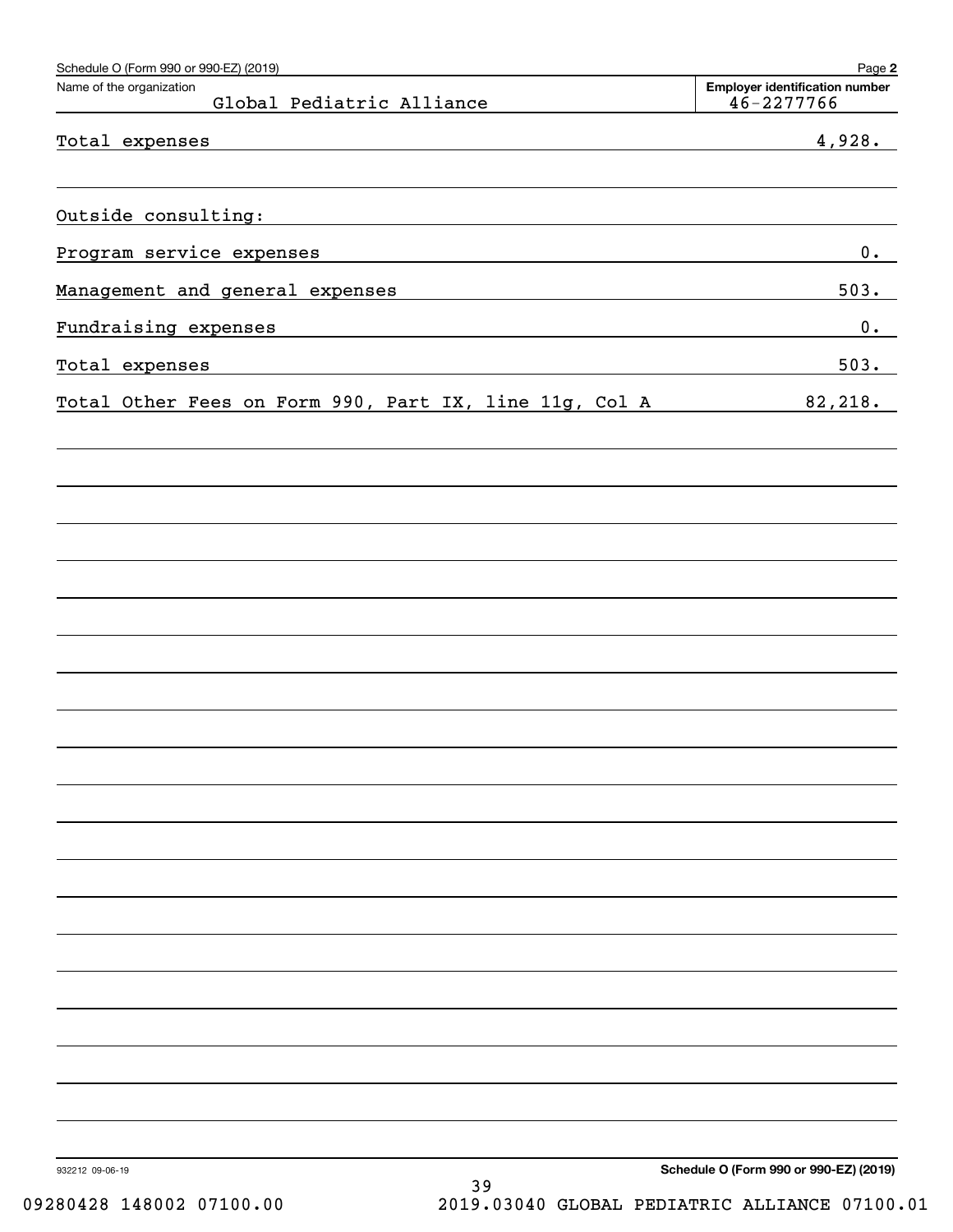Schedule O (Form 990 or 990-EZ) (2019)

Name of the organization: Global Pediatric Alliance

Employer identification number: 46-2277766

| | |
|---|---|
| Total expenses | 4,928. |
| | |
| Outside consulting: | |
| Program service expenses | 0. |
| Management and general expenses | 503. |
| Fundraising expenses | 0. |
| Total expenses | 503. |
| Total Other Fees on Form 990, Part IX, line 11g, Col A | 82,218. |

932212 09-06-19

Schedule O (Form 990 or 990-EZ) (2019)

09280428 148002 07100.00 2019.03040 GLOBAL PEDIATRIC ALLIANCE 07100.01